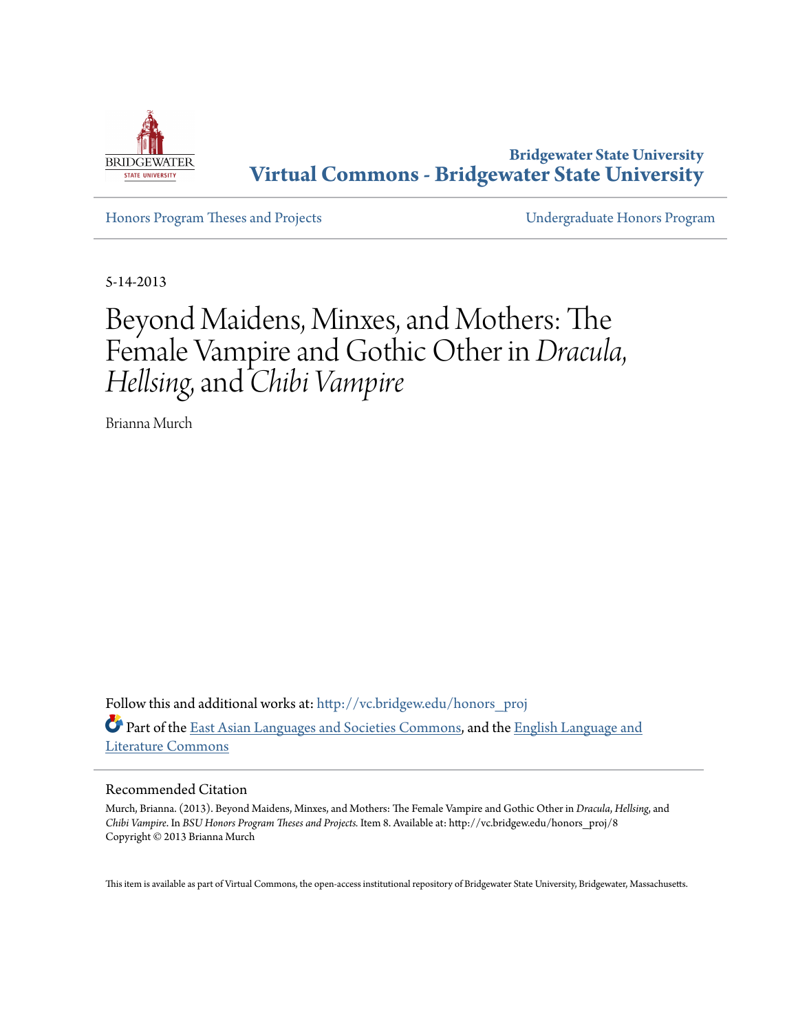**Bridgewater State University**
**Virtual Commons - Bridgewater State University**

Honors Program Theses and Projects | Undergraduate Honors Program

5-14-2013

# Beyond Maidens, Minxes, and Mothers: The Female Vampire and Gothic Other in *Dracula*, *Hellsing*, and *Chibi Vampire*

Brianna Murch

Follow this and additional works at: http://vc.bridgew.edu/honors_proj

Part of the East Asian Languages and Societies Commons, and the English Language and Literature Commons

## Recommended Citation

Murch, Brianna. (2013). Beyond Maidens, Minxes, and Mothers: The Female Vampire and Gothic Other in *Dracula*, *Hellsing*, and *Chibi Vampire*. In *BSU Honors Program Theses and Projects.* Item 8. Available at: http://vc.bridgew.edu/honors_proj/8
Copyright © 2013 Brianna Murch

This item is available as part of Virtual Commons, the open-access institutional repository of Bridgewater State University, Bridgewater, Massachusetts.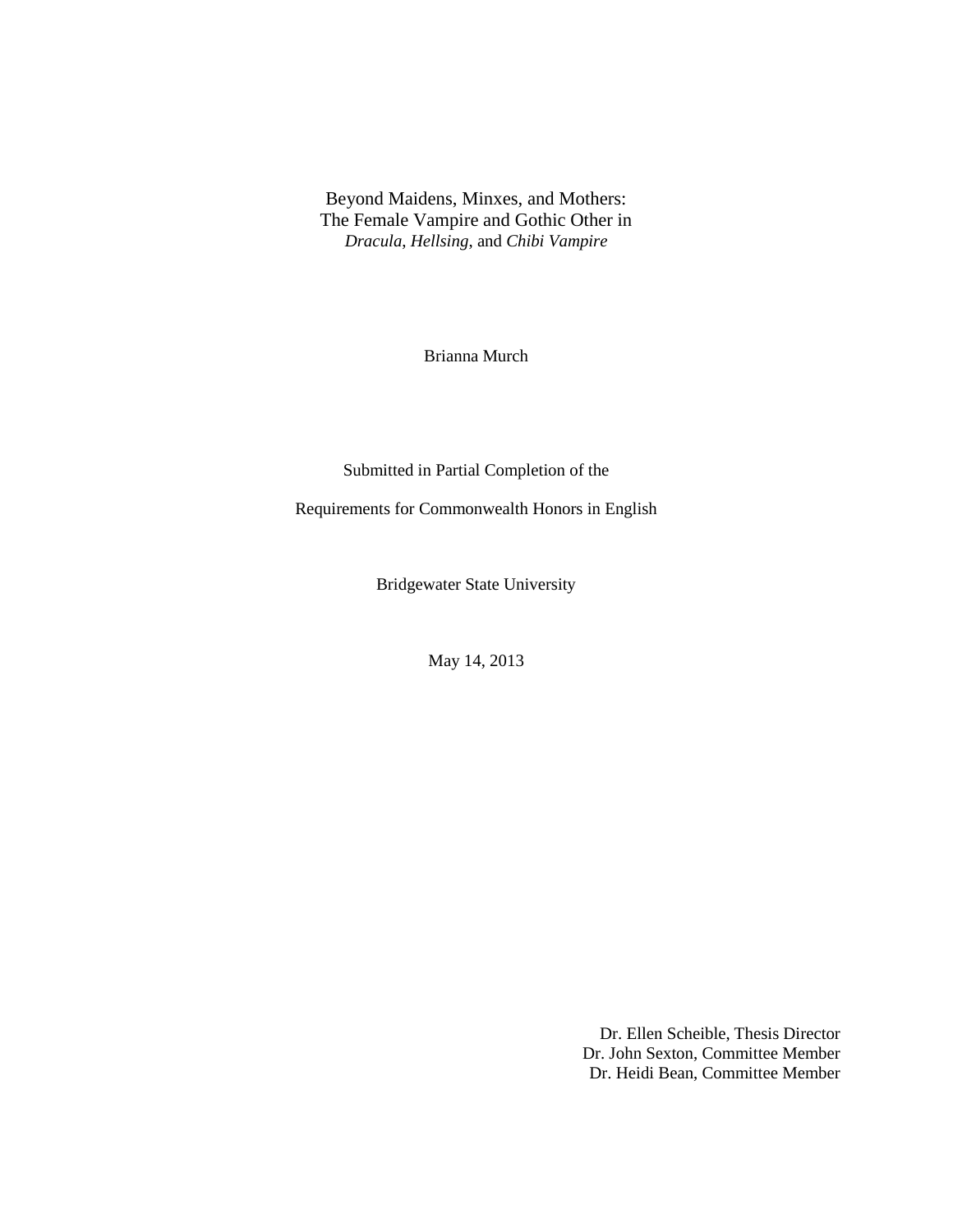# Beyond Maidens, Minxes, and Mothers:
## The Female Vampire and Gothic Other in *Dracula*, *Hellsing*, and *Chibi Vampire*

Brianna Murch

Submitted in Partial Completion of the

Requirements for Commonwealth Honors in English

Bridgewater State University

May 14, 2013

Dr. Ellen Scheible, Thesis Director
Dr. John Sexton, Committee Member
Dr. Heidi Bean, Committee Member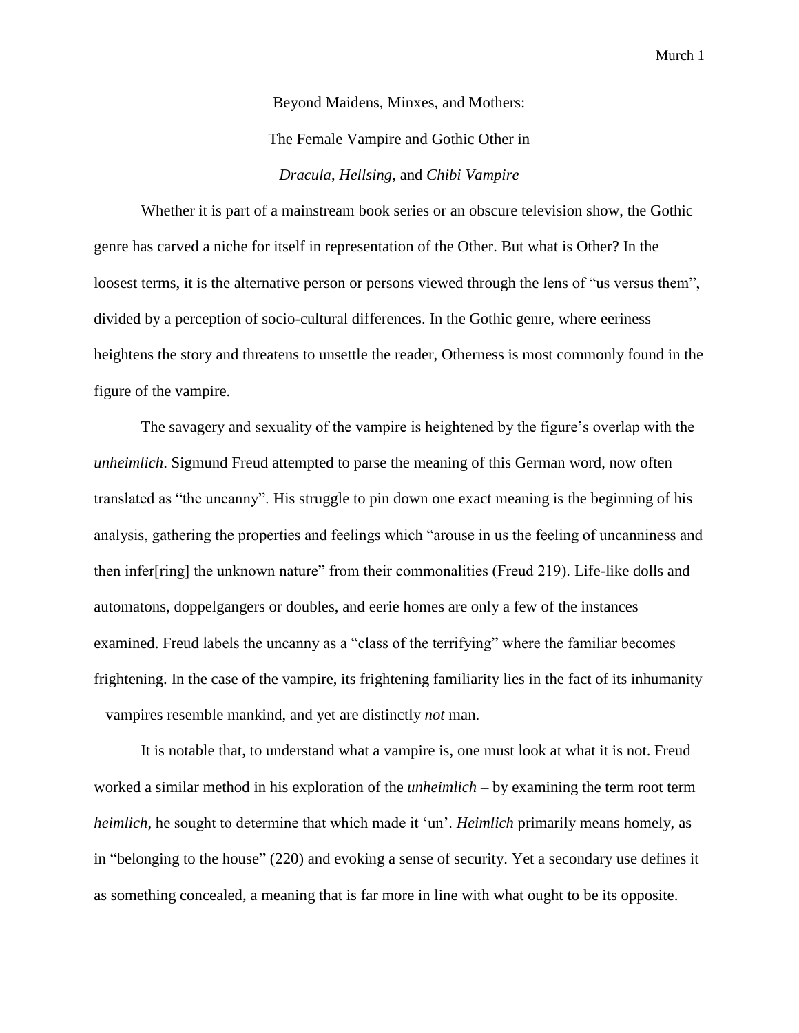Beyond Maidens, Minxes, and Mothers:

The Female Vampire and Gothic Other in

*Dracula*, *Hellsing*, and *Chibi Vampire*

Whether it is part of a mainstream book series or an obscure television show, the Gothic genre has carved a niche for itself in representation of the Other. But what is Other? In the loosest terms, it is the alternative person or persons viewed through the lens of "us versus them", divided by a perception of socio-cultural differences. In the Gothic genre, where eeriness heightens the story and threatens to unsettle the reader, Otherness is most commonly found in the figure of the vampire.

The savagery and sexuality of the vampire is heightened by the figure's overlap with the *unheimlich*. Sigmund Freud attempted to parse the meaning of this German word, now often translated as "the uncanny". His struggle to pin down one exact meaning is the beginning of his analysis, gathering the properties and feelings which "arouse in us the feeling of uncanniness and then infer[ring] the unknown nature" from their commonalities (Freud 219). Life-like dolls and automatons, doppelgangers or doubles, and eerie homes are only a few of the instances examined. Freud labels the uncanny as a "class of the terrifying" where the familiar becomes frightening. In the case of the vampire, its frightening familiarity lies in the fact of its inhumanity – vampires resemble mankind, and yet are distinctly *not* man.

It is notable that, to understand what a vampire is, one must look at what it is not. Freud worked a similar method in his exploration of the *unheimlich* – by examining the term root term *heimlich*, he sought to determine that which made it 'un'. *Heimlich* primarily means homely, as in "belonging to the house" (220) and evoking a sense of security. Yet a secondary use defines it as something concealed, a meaning that is far more in line with what ought to be its opposite.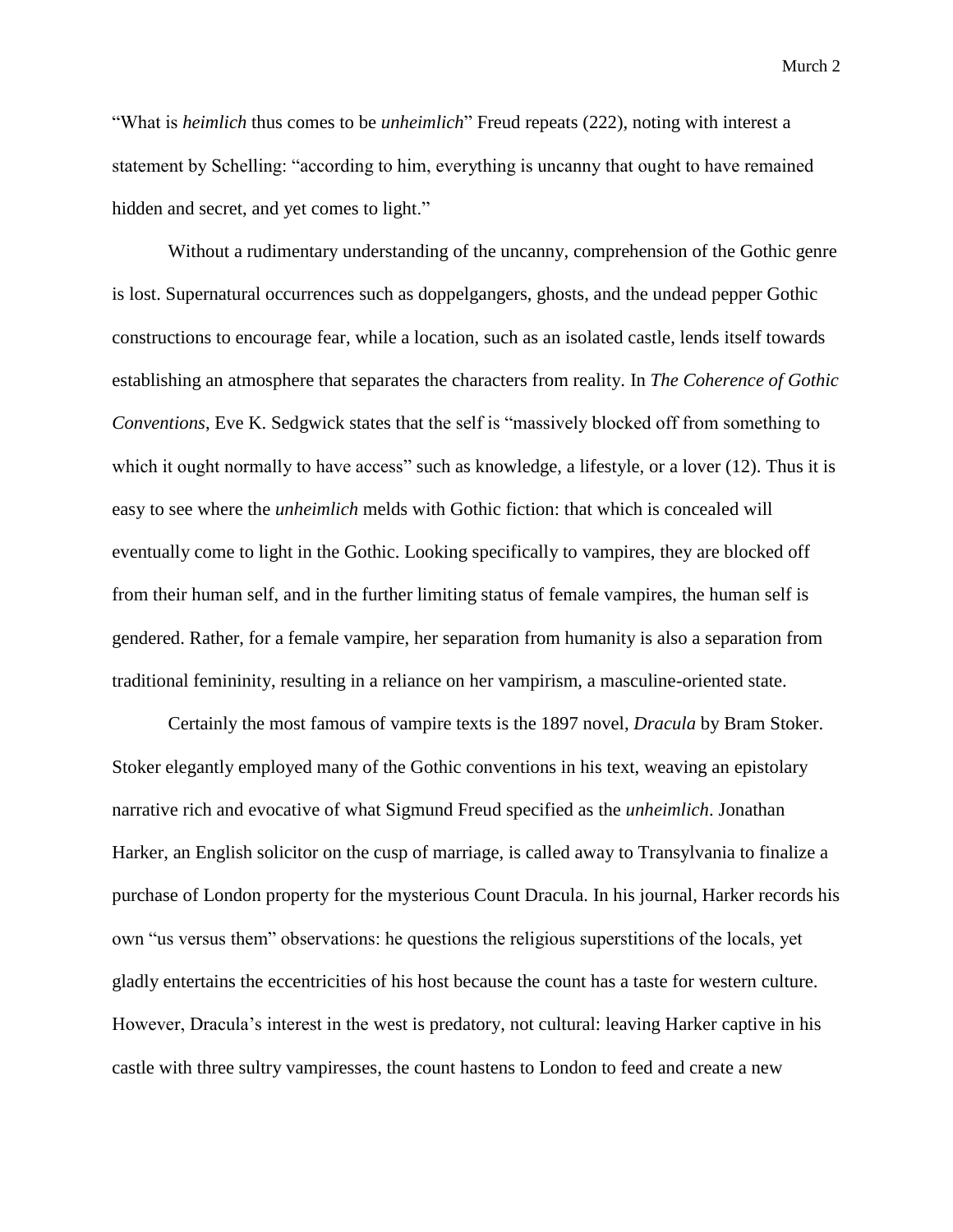"What is *heimlich* thus comes to be *unheimlich*" Freud repeats (222), noting with interest a statement by Schelling: "according to him, everything is uncanny that ought to have remained hidden and secret, and yet comes to light."

Without a rudimentary understanding of the uncanny, comprehension of the Gothic genre is lost. Supernatural occurrences such as doppelgangers, ghosts, and the undead pepper Gothic constructions to encourage fear, while a location, such as an isolated castle, lends itself towards establishing an atmosphere that separates the characters from reality. In *The Coherence of Gothic Conventions*, Eve K. Sedgwick states that the self is "massively blocked off from something to which it ought normally to have access" such as knowledge, a lifestyle, or a lover (12). Thus it is easy to see where the *unheimlich* melds with Gothic fiction: that which is concealed will eventually come to light in the Gothic. Looking specifically to vampires, they are blocked off from their human self, and in the further limiting status of female vampires, the human self is gendered. Rather, for a female vampire, her separation from humanity is also a separation from traditional femininity, resulting in a reliance on her vampirism, a masculine-oriented state.

Certainly the most famous of vampire texts is the 1897 novel, *Dracula* by Bram Stoker. Stoker elegantly employed many of the Gothic conventions in his text, weaving an epistolary narrative rich and evocative of what Sigmund Freud specified as the *unheimlich*. Jonathan Harker, an English solicitor on the cusp of marriage, is called away to Transylvania to finalize a purchase of London property for the mysterious Count Dracula. In his journal, Harker records his own "us versus them" observations: he questions the religious superstitions of the locals, yet gladly entertains the eccentricities of his host because the count has a taste for western culture. However, Dracula's interest in the west is predatory, not cultural: leaving Harker captive in his castle with three sultry vampiresses, the count hastens to London to feed and create a new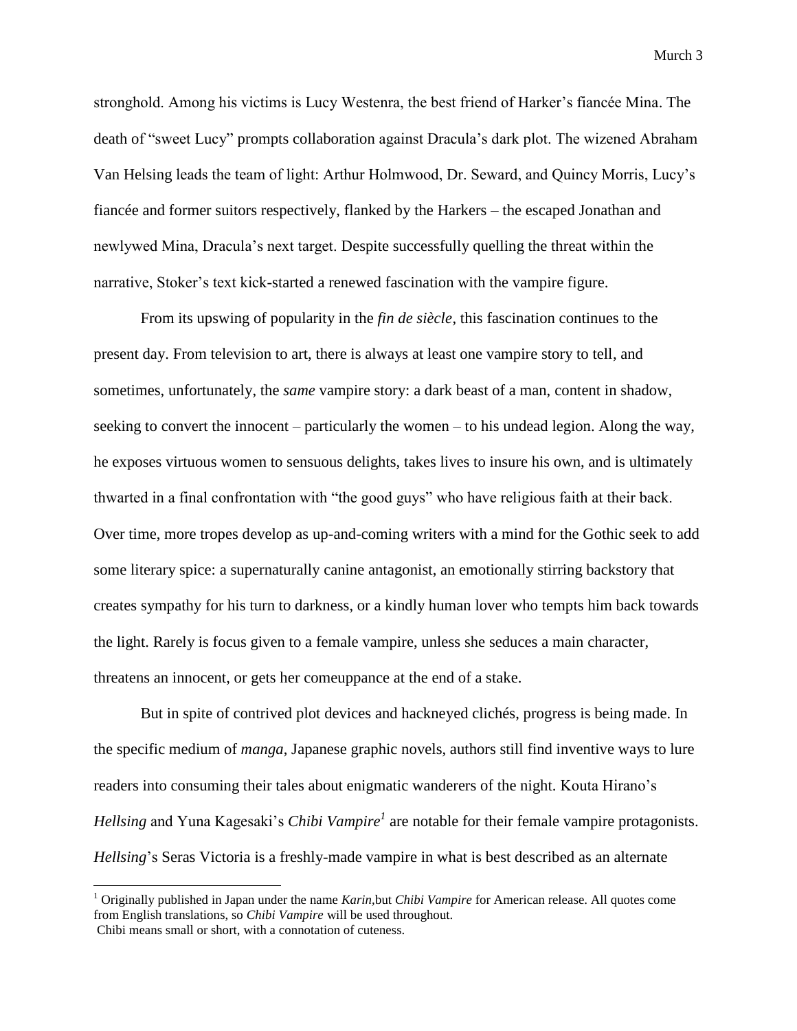stronghold. Among his victims is Lucy Westenra, the best friend of Harker's fiancée Mina. The death of "sweet Lucy" prompts collaboration against Dracula's dark plot. The wizened Abraham Van Helsing leads the team of light: Arthur Holmwood, Dr. Seward, and Quincy Morris, Lucy's fiancée and former suitors respectively, flanked by the Harkers – the escaped Jonathan and newlywed Mina, Dracula's next target. Despite successfully quelling the threat within the narrative, Stoker's text kick-started a renewed fascination with the vampire figure.

From its upswing of popularity in the *fin de siècle*, this fascination continues to the present day. From television to art, there is always at least one vampire story to tell, and sometimes, unfortunately, the *same* vampire story: a dark beast of a man, content in shadow, seeking to convert the innocent – particularly the women – to his undead legion. Along the way, he exposes virtuous women to sensuous delights, takes lives to insure his own, and is ultimately thwarted in a final confrontation with "the good guys" who have religious faith at their back. Over time, more tropes develop as up-and-coming writers with a mind for the Gothic seek to add some literary spice: a supernaturally canine antagonist, an emotionally stirring backstory that creates sympathy for his turn to darkness, or a kindly human lover who tempts him back towards the light. Rarely is focus given to a female vampire, unless she seduces a main character, threatens an innocent, or gets her comeuppance at the end of a stake.

But in spite of contrived plot devices and hackneyed clichés, progress is being made. In the specific medium of *manga*, Japanese graphic novels, authors still find inventive ways to lure readers into consuming their tales about enigmatic wanderers of the night. Kouta Hirano's *Hellsing* and Yuna Kagesaki's *Chibi Vampire*[1] are notable for their female vampire protagonists. *Hellsing*'s Seras Victoria is a freshly-made vampire in what is best described as an alternate

---

[1] Originally published in Japan under the name *Karin*,but *Chibi Vampire* for American release. All quotes come from English translations, so *Chibi Vampire* will be used throughout.
Chibi means small or short, with a connotation of cuteness.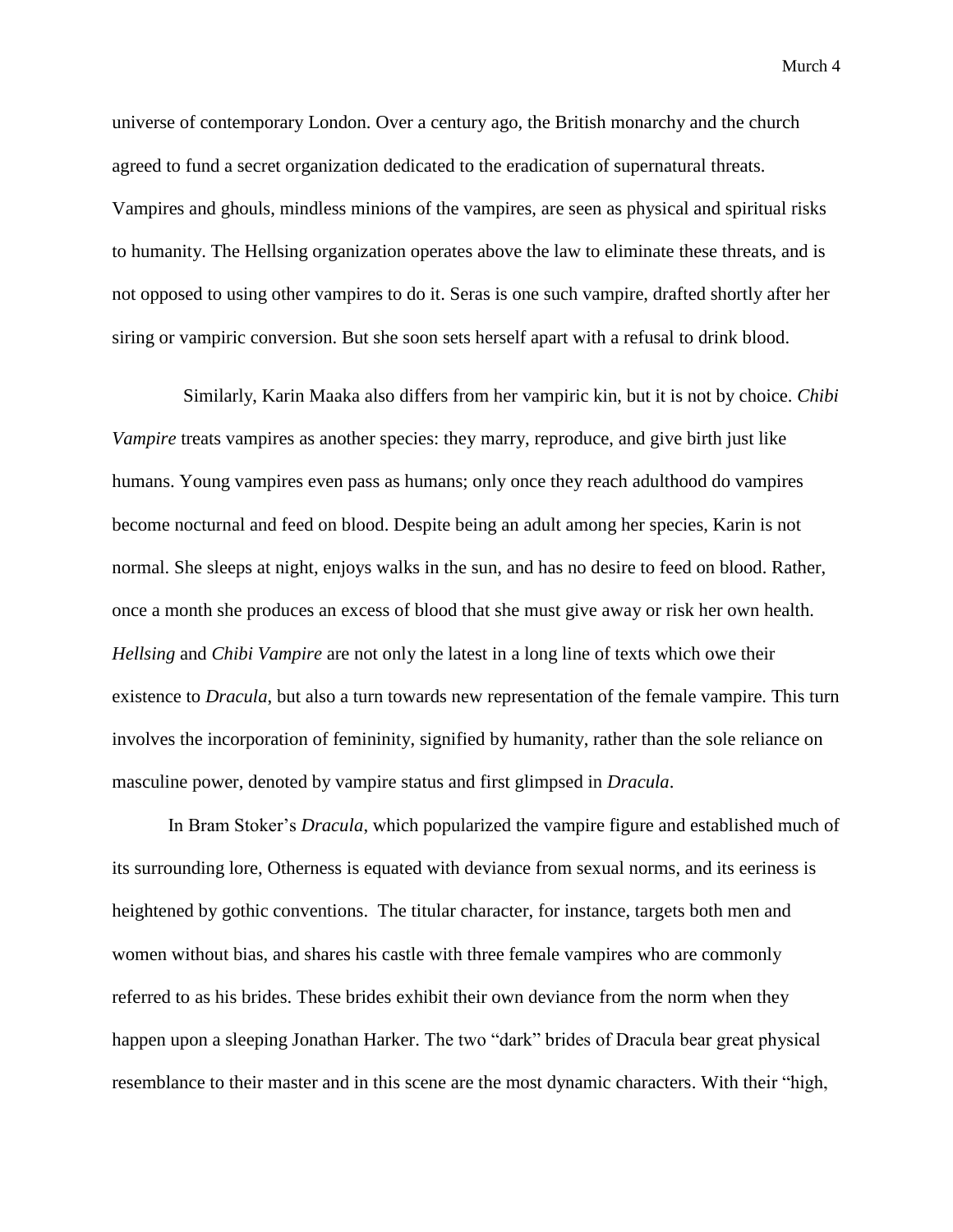universe of contemporary London. Over a century ago, the British monarchy and the church agreed to fund a secret organization dedicated to the eradication of supernatural threats. Vampires and ghouls, mindless minions of the vampires, are seen as physical and spiritual risks to humanity. The Hellsing organization operates above the law to eliminate these threats, and is not opposed to using other vampires to do it. Seras is one such vampire, drafted shortly after her siring or vampiric conversion. But she soon sets herself apart with a refusal to drink blood.

Similarly, Karin Maaka also differs from her vampiric kin, but it is not by choice. *Chibi Vampire* treats vampires as another species: they marry, reproduce, and give birth just like humans. Young vampires even pass as humans; only once they reach adulthood do vampires become nocturnal and feed on blood. Despite being an adult among her species, Karin is not normal. She sleeps at night, enjoys walks in the sun, and has no desire to feed on blood. Rather, once a month she produces an excess of blood that she must give away or risk her own health. *Hellsing* and *Chibi Vampire* are not only the latest in a long line of texts which owe their existence to *Dracula*, but also a turn towards new representation of the female vampire. This turn involves the incorporation of femininity, signified by humanity, rather than the sole reliance on masculine power, denoted by vampire status and first glimpsed in *Dracula*.

In Bram Stoker's *Dracula*, which popularized the vampire figure and established much of its surrounding lore, Otherness is equated with deviance from sexual norms, and its eeriness is heightened by gothic conventions. The titular character, for instance, targets both men and women without bias, and shares his castle with three female vampires who are commonly referred to as his brides. These brides exhibit their own deviance from the norm when they happen upon a sleeping Jonathan Harker. The two "dark" brides of Dracula bear great physical resemblance to their master and in this scene are the most dynamic characters. With their "high,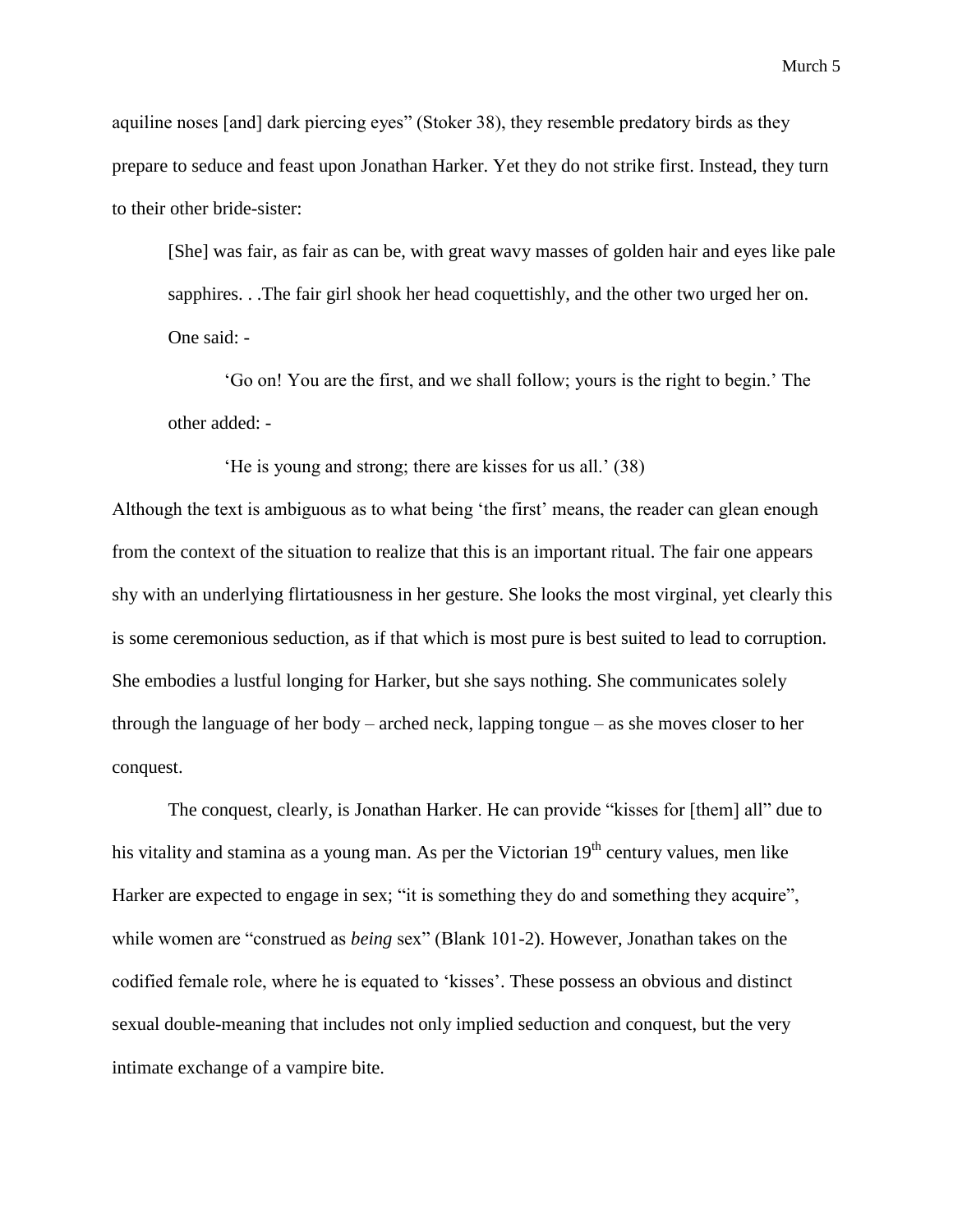aquiline noses [and] dark piercing eyes" (Stoker 38), they resemble predatory birds as they prepare to seduce and feast upon Jonathan Harker. Yet they do not strike first. Instead, they turn to their other bride-sister:

> [She] was fair, as fair as can be, with great wavy masses of golden hair and eyes like pale sapphires. . .The fair girl shook her head coquettishly, and the other two urged her on. One said: -
>
> 'Go on! You are the first, and we shall follow; yours is the right to begin.' The other added: -
>
> 'He is young and strong; there are kisses for us all.' (38)

Although the text is ambiguous as to what being 'the first' means, the reader can glean enough from the context of the situation to realize that this is an important ritual. The fair one appears shy with an underlying flirtatiousness in her gesture. She looks the most virginal, yet clearly this is some ceremonious seduction, as if that which is most pure is best suited to lead to corruption. She embodies a lustful longing for Harker, but she says nothing. She communicates solely through the language of her body – arched neck, lapping tongue – as she moves closer to her conquest.

The conquest, clearly, is Jonathan Harker. He can provide "kisses for [them] all" due to his vitality and stamina as a young man. As per the Victorian 19th century values, men like Harker are expected to engage in sex; "it is something they do and something they acquire", while women are "construed as *being* sex" (Blank 101-2). However, Jonathan takes on the codified female role, where he is equated to 'kisses'. These possess an obvious and distinct sexual double-meaning that includes not only implied seduction and conquest, but the very intimate exchange of a vampire bite.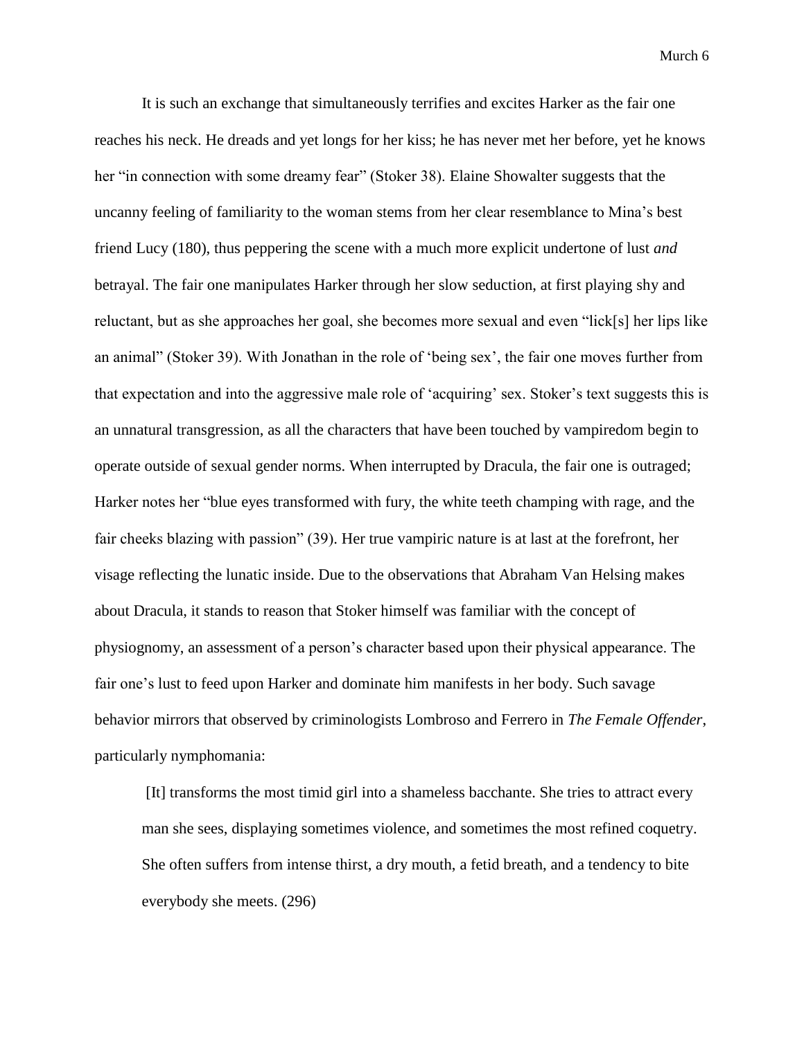It is such an exchange that simultaneously terrifies and excites Harker as the fair one reaches his neck. He dreads and yet longs for her kiss; he has never met her before, yet he knows her "in connection with some dreamy fear" (Stoker 38). Elaine Showalter suggests that the uncanny feeling of familiarity to the woman stems from her clear resemblance to Mina's best friend Lucy (180), thus peppering the scene with a much more explicit undertone of lust *and* betrayal. The fair one manipulates Harker through her slow seduction, at first playing shy and reluctant, but as she approaches her goal, she becomes more sexual and even "lick[s] her lips like an animal" (Stoker 39). With Jonathan in the role of 'being sex', the fair one moves further from that expectation and into the aggressive male role of 'acquiring' sex. Stoker's text suggests this is an unnatural transgression, as all the characters that have been touched by vampiredom begin to operate outside of sexual gender norms. When interrupted by Dracula, the fair one is outraged; Harker notes her "blue eyes transformed with fury, the white teeth champing with rage, and the fair cheeks blazing with passion" (39). Her true vampiric nature is at last at the forefront, her visage reflecting the lunatic inside. Due to the observations that Abraham Van Helsing makes about Dracula, it stands to reason that Stoker himself was familiar with the concept of physiognomy, an assessment of a person's character based upon their physical appearance. The fair one's lust to feed upon Harker and dominate him manifests in her body. Such savage behavior mirrors that observed by criminologists Lombroso and Ferrero in *The Female Offender*, particularly nymphomania:

> [It] transforms the most timid girl into a shameless bacchante. She tries to attract every man she sees, displaying sometimes violence, and sometimes the most refined coquetry. She often suffers from intense thirst, a dry mouth, a fetid breath, and a tendency to bite everybody she meets. (296)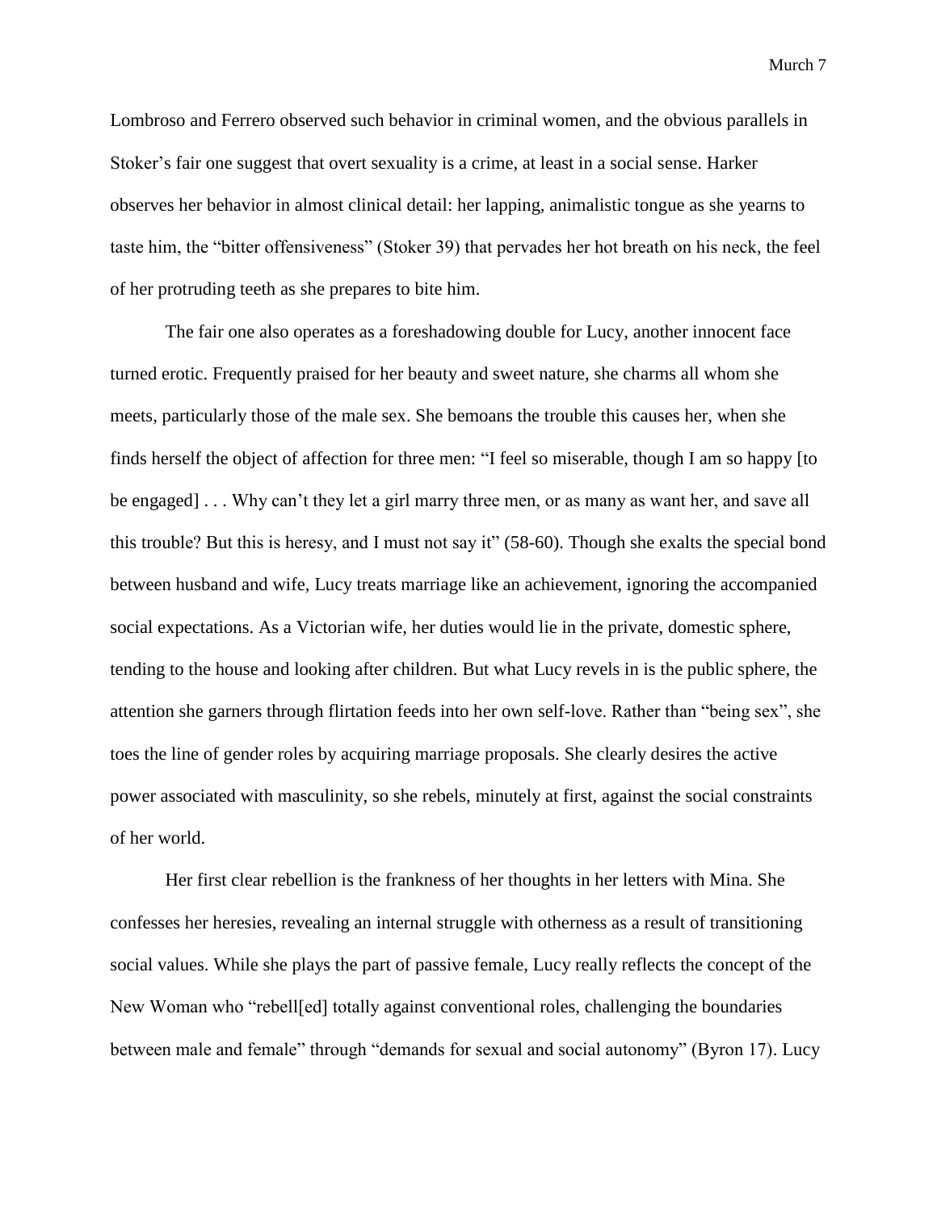Lombroso and Ferrero observed such behavior in criminal women, and the obvious parallels in Stoker's fair one suggest that overt sexuality is a crime, at least in a social sense. Harker observes her behavior in almost clinical detail: her lapping, animalistic tongue as she yearns to taste him, the "bitter offensiveness" (Stoker 39) that pervades her hot breath on his neck, the feel of her protruding teeth as she prepares to bite him.

The fair one also operates as a foreshadowing double for Lucy, another innocent face turned erotic. Frequently praised for her beauty and sweet nature, she charms all whom she meets, particularly those of the male sex. She bemoans the trouble this causes her, when she finds herself the object of affection for three men: "I feel so miserable, though I am so happy [to be engaged] . . . Why can't they let a girl marry three men, or as many as want her, and save all this trouble? But this is heresy, and I must not say it" (58-60). Though she exalts the special bond between husband and wife, Lucy treats marriage like an achievement, ignoring the accompanied social expectations. As a Victorian wife, her duties would lie in the private, domestic sphere, tending to the house and looking after children. But what Lucy revels in is the public sphere, the attention she garners through flirtation feeds into her own self-love. Rather than "being sex", she toes the line of gender roles by acquiring marriage proposals. She clearly desires the active power associated with masculinity, so she rebels, minutely at first, against the social constraints of her world.

Her first clear rebellion is the frankness of her thoughts in her letters with Mina. She confesses her heresies, revealing an internal struggle with otherness as a result of transitioning social values. While she plays the part of passive female, Lucy really reflects the concept of the New Woman who "rebell[ed] totally against conventional roles, challenging the boundaries between male and female" through "demands for sexual and social autonomy" (Byron 17). Lucy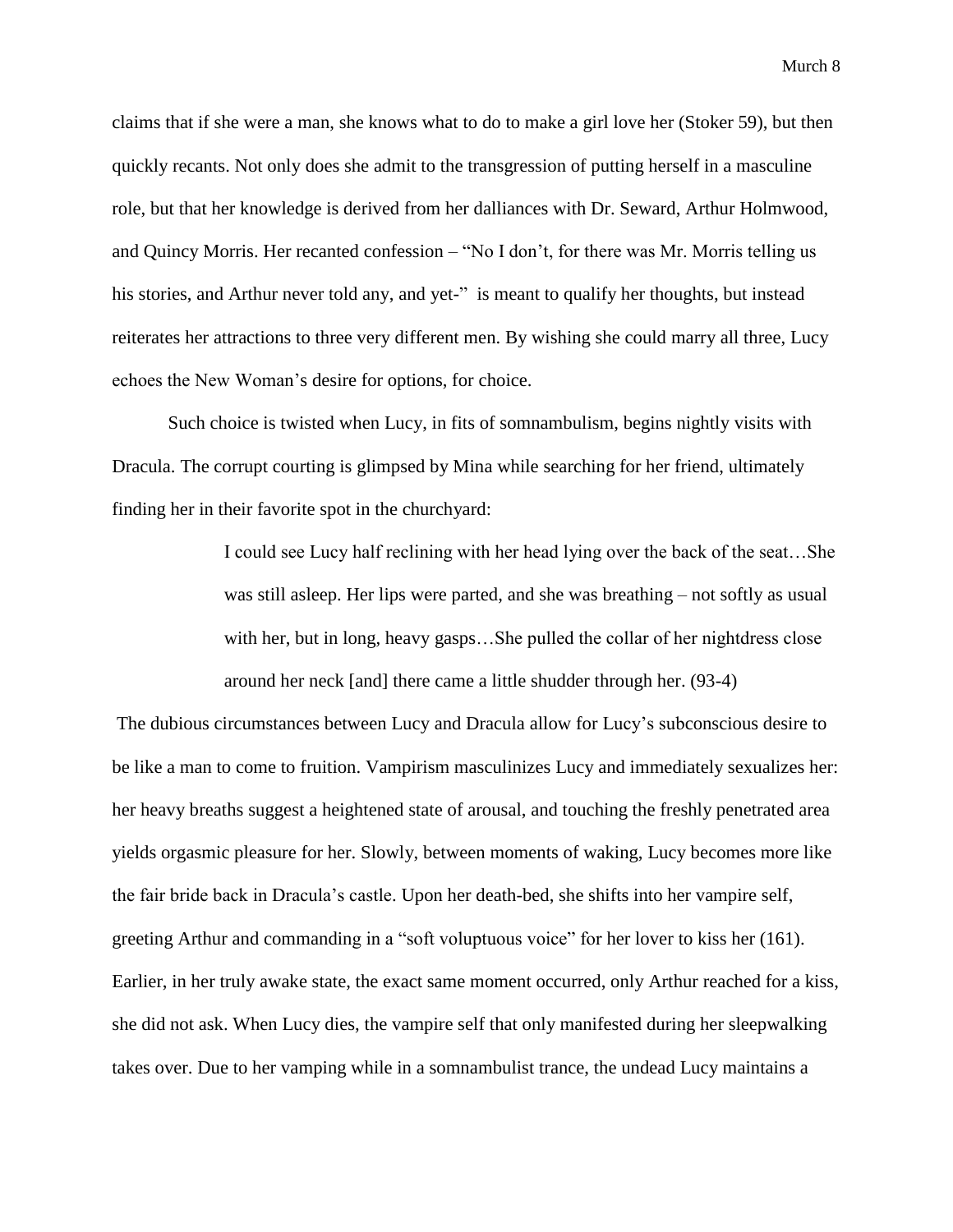claims that if she were a man, she knows what to do to make a girl love her (Stoker 59), but then quickly recants. Not only does she admit to the transgression of putting herself in a masculine role, but that her knowledge is derived from her dalliances with Dr. Seward, Arthur Holmwood, and Quincy Morris. Her recanted confession – "No I don't, for there was Mr. Morris telling us his stories, and Arthur never told any, and yet-" is meant to qualify her thoughts, but instead reiterates her attractions to three very different men. By wishing she could marry all three, Lucy echoes the New Woman's desire for options, for choice.

Such choice is twisted when Lucy, in fits of somnambulism, begins nightly visits with Dracula. The corrupt courting is glimpsed by Mina while searching for her friend, ultimately finding her in their favorite spot in the churchyard:

> I could see Lucy half reclining with her head lying over the back of the seat…She was still asleep. Her lips were parted, and she was breathing – not softly as usual with her, but in long, heavy gasps…She pulled the collar of her nightdress close around her neck [and] there came a little shudder through her. (93-4)

The dubious circumstances between Lucy and Dracula allow for Lucy's subconscious desire to be like a man to come to fruition. Vampirism masculinizes Lucy and immediately sexualizes her: her heavy breaths suggest a heightened state of arousal, and touching the freshly penetrated area yields orgasmic pleasure for her. Slowly, between moments of waking, Lucy becomes more like the fair bride back in Dracula's castle. Upon her death-bed, she shifts into her vampire self, greeting Arthur and commanding in a "soft voluptuous voice" for her lover to kiss her (161). Earlier, in her truly awake state, the exact same moment occurred, only Arthur reached for a kiss, she did not ask. When Lucy dies, the vampire self that only manifested during her sleepwalking takes over. Due to her vamping while in a somnambulist trance, the undead Lucy maintains a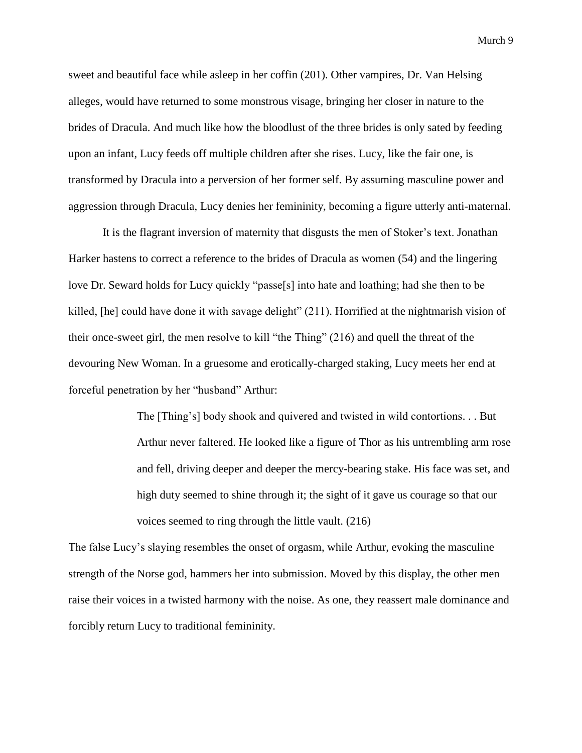sweet and beautiful face while asleep in her coffin (201). Other vampires, Dr. Van Helsing alleges, would have returned to some monstrous visage, bringing her closer in nature to the brides of Dracula. And much like how the bloodlust of the three brides is only sated by feeding upon an infant, Lucy feeds off multiple children after she rises. Lucy, like the fair one, is transformed by Dracula into a perversion of her former self. By assuming masculine power and aggression through Dracula, Lucy denies her femininity, becoming a figure utterly anti-maternal.

It is the flagrant inversion of maternity that disgusts the men of Stoker's text. Jonathan Harker hastens to correct a reference to the brides of Dracula as women (54) and the lingering love Dr. Seward holds for Lucy quickly "passe[s] into hate and loathing; had she then to be killed, [he] could have done it with savage delight" (211). Horrified at the nightmarish vision of their once-sweet girl, the men resolve to kill "the Thing" (216) and quell the threat of the devouring New Woman. In a gruesome and erotically-charged staking, Lucy meets her end at forceful penetration by her "husband" Arthur:

> The [Thing's] body shook and quivered and twisted in wild contortions. . . But Arthur never faltered. He looked like a figure of Thor as his untrembling arm rose and fell, driving deeper and deeper the mercy-bearing stake. His face was set, and high duty seemed to shine through it; the sight of it gave us courage so that our voices seemed to ring through the little vault. (216)

The false Lucy's slaying resembles the onset of orgasm, while Arthur, evoking the masculine strength of the Norse god, hammers her into submission. Moved by this display, the other men raise their voices in a twisted harmony with the noise. As one, they reassert male dominance and forcibly return Lucy to traditional femininity.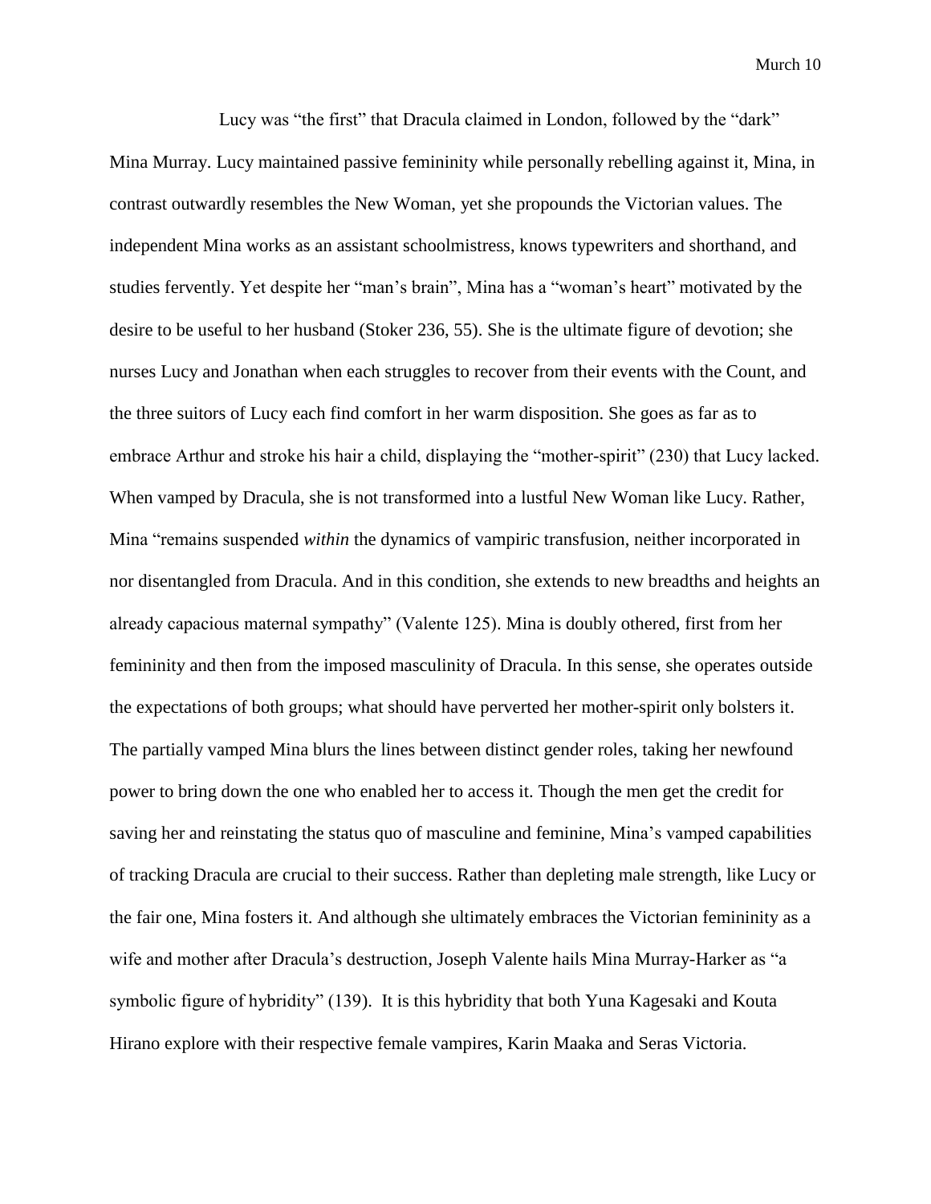Lucy was "the first" that Dracula claimed in London, followed by the "dark" Mina Murray. Lucy maintained passive femininity while personally rebelling against it, Mina, in contrast outwardly resembles the New Woman, yet she propounds the Victorian values. The independent Mina works as an assistant schoolmistress, knows typewriters and shorthand, and studies fervently. Yet despite her "man's brain", Mina has a "woman's heart" motivated by the desire to be useful to her husband (Stoker 236, 55). She is the ultimate figure of devotion; she nurses Lucy and Jonathan when each struggles to recover from their events with the Count, and the three suitors of Lucy each find comfort in her warm disposition. She goes as far as to embrace Arthur and stroke his hair a child, displaying the "mother-spirit" (230) that Lucy lacked. When vamped by Dracula, she is not transformed into a lustful New Woman like Lucy. Rather, Mina "remains suspended *within* the dynamics of vampiric transfusion, neither incorporated in nor disentangled from Dracula. And in this condition, she extends to new breadths and heights an already capacious maternal sympathy" (Valente 125). Mina is doubly othered, first from her femininity and then from the imposed masculinity of Dracula. In this sense, she operates outside the expectations of both groups; what should have perverted her mother-spirit only bolsters it. The partially vamped Mina blurs the lines between distinct gender roles, taking her newfound power to bring down the one who enabled her to access it. Though the men get the credit for saving her and reinstating the status quo of masculine and feminine, Mina's vamped capabilities of tracking Dracula are crucial to their success. Rather than depleting male strength, like Lucy or the fair one, Mina fosters it. And although she ultimately embraces the Victorian femininity as a wife and mother after Dracula's destruction, Joseph Valente hails Mina Murray-Harker as "a symbolic figure of hybridity" (139). It is this hybridity that both Yuna Kagesaki and Kouta Hirano explore with their respective female vampires, Karin Maaka and Seras Victoria.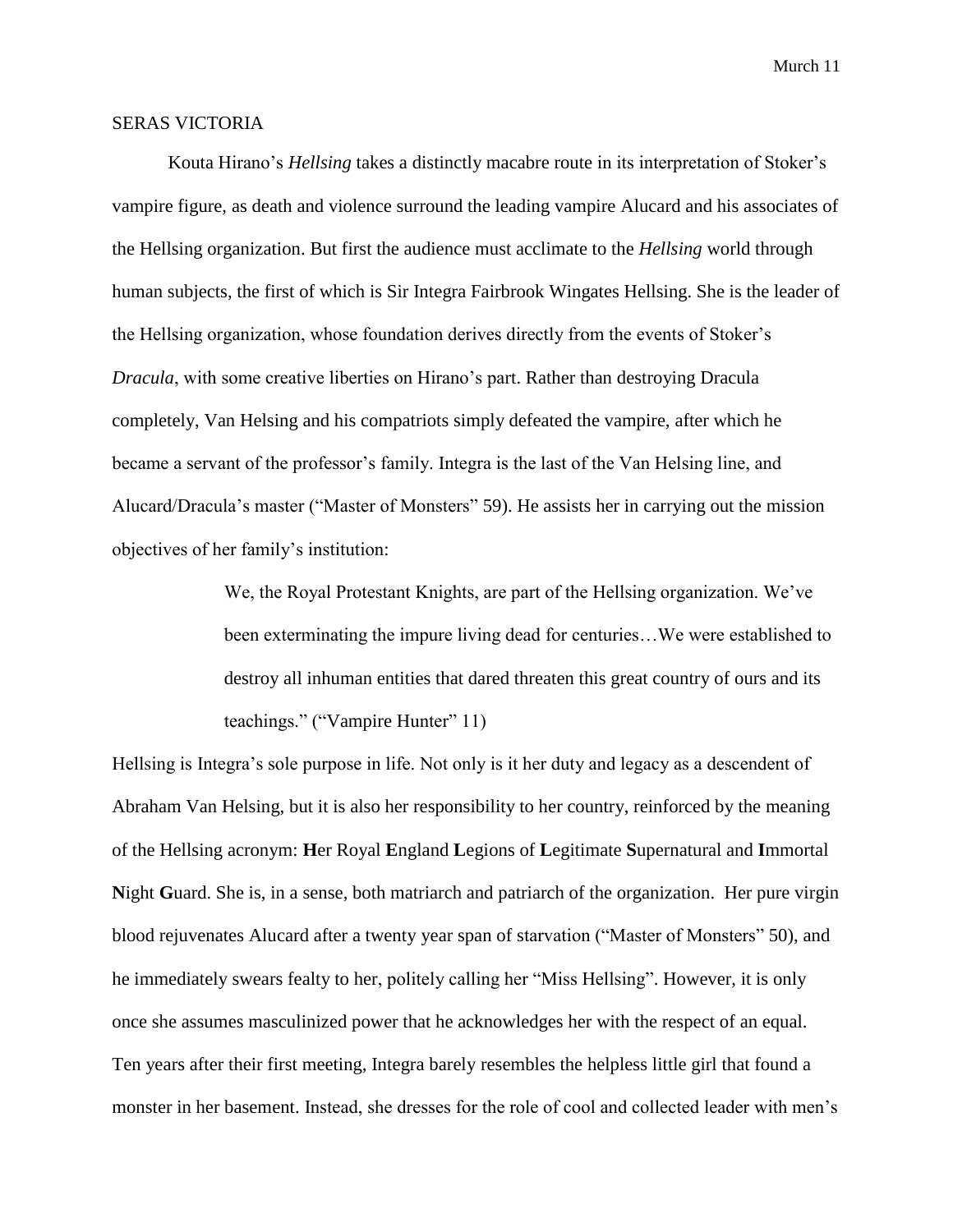SERAS VICTORIA

Kouta Hirano's *Hellsing* takes a distinctly macabre route in its interpretation of Stoker's vampire figure, as death and violence surround the leading vampire Alucard and his associates of the Hellsing organization. But first the audience must acclimate to the *Hellsing* world through human subjects, the first of which is Sir Integra Fairbrook Wingates Hellsing. She is the leader of the Hellsing organization, whose foundation derives directly from the events of Stoker's *Dracula*, with some creative liberties on Hirano's part. Rather than destroying Dracula completely, Van Helsing and his compatriots simply defeated the vampire, after which he became a servant of the professor's family. Integra is the last of the Van Helsing line, and Alucard/Dracula's master ("Master of Monsters" 59). He assists her in carrying out the mission objectives of her family's institution:

> We, the Royal Protestant Knights, are part of the Hellsing organization. We've been exterminating the impure living dead for centuries…We were established to destroy all inhuman entities that dared threaten this great country of ours and its teachings." ("Vampire Hunter" 11)

Hellsing is Integra's sole purpose in life. Not only is it her duty and legacy as a descendent of Abraham Van Helsing, but it is also her responsibility to her country, reinforced by the meaning of the Hellsing acronym: **H**er Royal **E**ngland **L**egions of **L**egitimate **S**upernatural and **I**mmortal **N**ight **G**uard. She is, in a sense, both matriarch and patriarch of the organization. Her pure virgin blood rejuvenates Alucard after a twenty year span of starvation ("Master of Monsters" 50), and he immediately swears fealty to her, politely calling her "Miss Hellsing". However, it is only once she assumes masculinized power that he acknowledges her with the respect of an equal. Ten years after their first meeting, Integra barely resembles the helpless little girl that found a monster in her basement. Instead, she dresses for the role of cool and collected leader with men's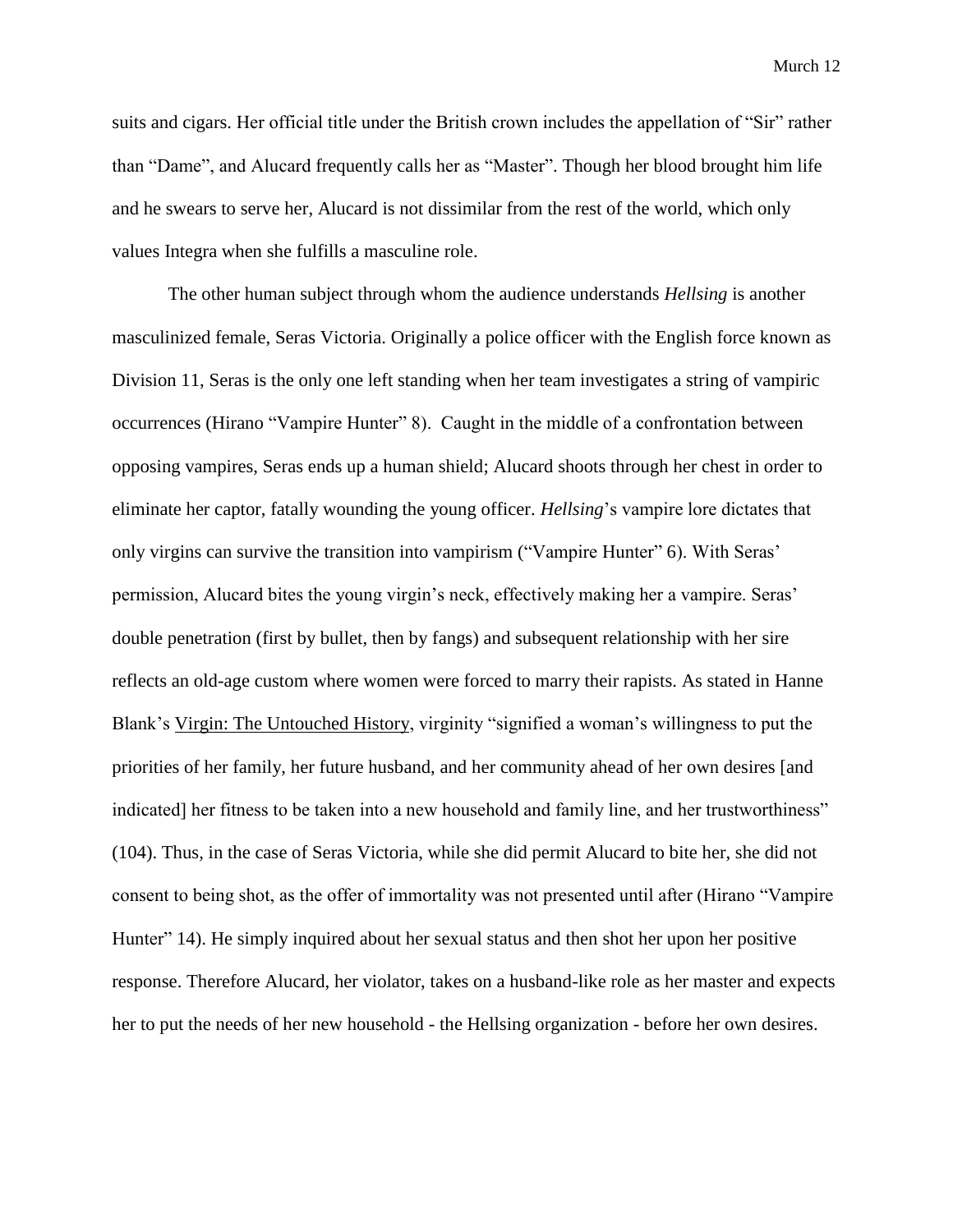suits and cigars. Her official title under the British crown includes the appellation of "Sir" rather than "Dame", and Alucard frequently calls her as "Master". Though her blood brought him life and he swears to serve her, Alucard is not dissimilar from the rest of the world, which only values Integra when she fulfills a masculine role.

The other human subject through whom the audience understands *Hellsing* is another masculinized female, Seras Victoria. Originally a police officer with the English force known as Division 11, Seras is the only one left standing when her team investigates a string of vampiric occurrences (Hirano "Vampire Hunter" 8). Caught in the middle of a confrontation between opposing vampires, Seras ends up a human shield; Alucard shoots through her chest in order to eliminate her captor, fatally wounding the young officer. *Hellsing*'s vampire lore dictates that only virgins can survive the transition into vampirism ("Vampire Hunter" 6). With Seras' permission, Alucard bites the young virgin's neck, effectively making her a vampire. Seras' double penetration (first by bullet, then by fangs) and subsequent relationship with her sire reflects an old-age custom where women were forced to marry their rapists. As stated in Hanne Blank's <u>Virgin: The Untouched History</u>, virginity "signified a woman's willingness to put the priorities of her family, her future husband, and her community ahead of her own desires [and indicated] her fitness to be taken into a new household and family line, and her trustworthiness" (104). Thus, in the case of Seras Victoria, while she did permit Alucard to bite her, she did not consent to being shot, as the offer of immortality was not presented until after (Hirano "Vampire Hunter" 14). He simply inquired about her sexual status and then shot her upon her positive response. Therefore Alucard, her violator, takes on a husband-like role as her master and expects her to put the needs of her new household - the Hellsing organization - before her own desires.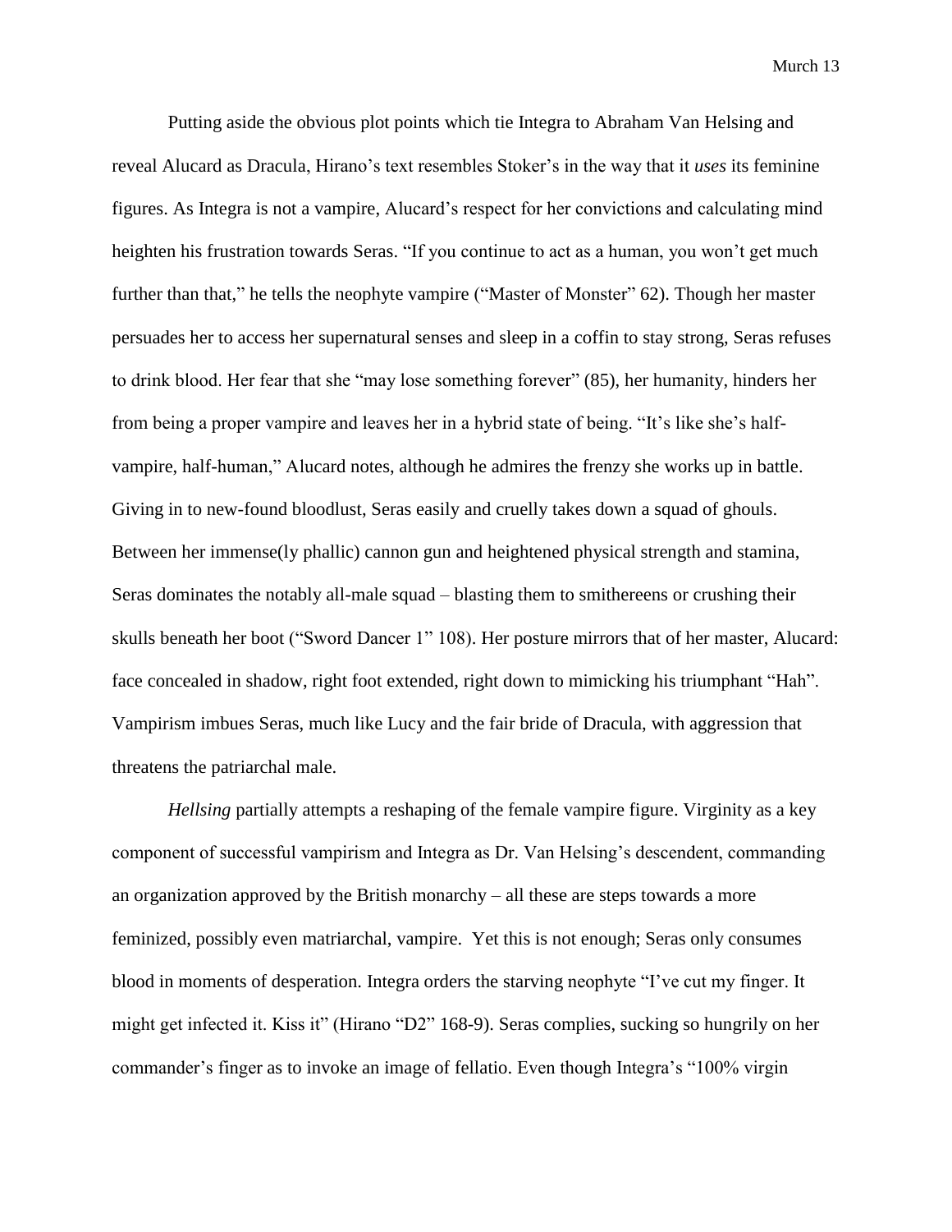Putting aside the obvious plot points which tie Integra to Abraham Van Helsing and reveal Alucard as Dracula, Hirano's text resembles Stoker's in the way that it *uses* its feminine figures. As Integra is not a vampire, Alucard's respect for her convictions and calculating mind heighten his frustration towards Seras. "If you continue to act as a human, you won't get much further than that," he tells the neophyte vampire ("Master of Monster" 62). Though her master persuades her to access her supernatural senses and sleep in a coffin to stay strong, Seras refuses to drink blood. Her fear that she "may lose something forever" (85), her humanity, hinders her from being a proper vampire and leaves her in a hybrid state of being. "It's like she's half-vampire, half-human," Alucard notes, although he admires the frenzy she works up in battle. Giving in to new-found bloodlust, Seras easily and cruelly takes down a squad of ghouls. Between her immense(ly phallic) cannon gun and heightened physical strength and stamina, Seras dominates the notably all-male squad – blasting them to smithereens or crushing their skulls beneath her boot ("Sword Dancer 1" 108). Her posture mirrors that of her master, Alucard: face concealed in shadow, right foot extended, right down to mimicking his triumphant "Hah". Vampirism imbues Seras, much like Lucy and the fair bride of Dracula, with aggression that threatens the patriarchal male.

*Hellsing* partially attempts a reshaping of the female vampire figure. Virginity as a key component of successful vampirism and Integra as Dr. Van Helsing's descendent, commanding an organization approved by the British monarchy – all these are steps towards a more feminized, possibly even matriarchal, vampire. Yet this is not enough; Seras only consumes blood in moments of desperation. Integra orders the starving neophyte "I've cut my finger. It might get infected it. Kiss it" (Hirano "D2" 168-9). Seras complies, sucking so hungrily on her commander's finger as to invoke an image of fellatio. Even though Integra's "100% virgin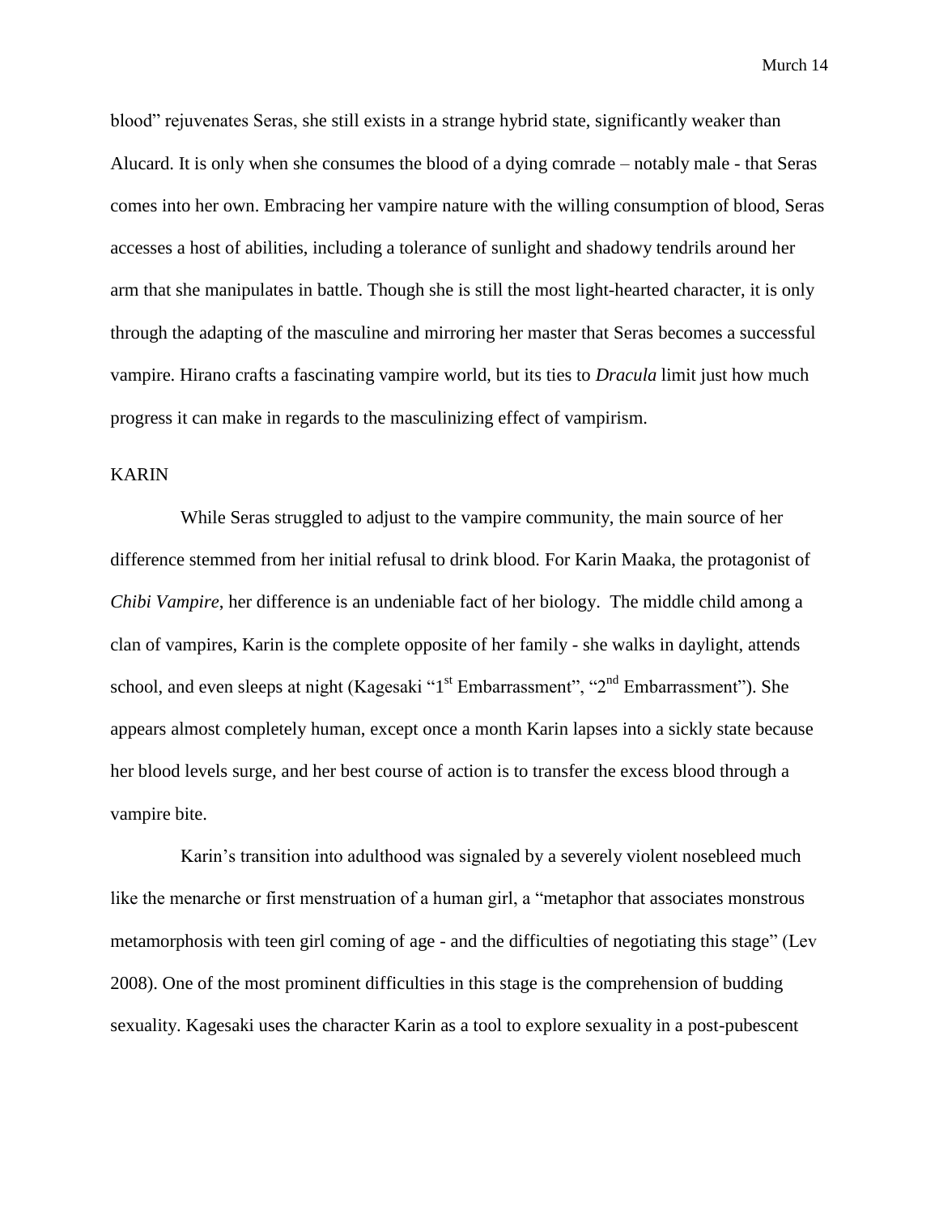blood" rejuvenates Seras, she still exists in a strange hybrid state, significantly weaker than Alucard. It is only when she consumes the blood of a dying comrade – notably male - that Seras comes into her own. Embracing her vampire nature with the willing consumption of blood, Seras accesses a host of abilities, including a tolerance of sunlight and shadowy tendrils around her arm that she manipulates in battle. Though she is still the most light-hearted character, it is only through the adapting of the masculine and mirroring her master that Seras becomes a successful vampire. Hirano crafts a fascinating vampire world, but its ties to *Dracula* limit just how much progress it can make in regards to the masculinizing effect of vampirism.

## KARIN

While Seras struggled to adjust to the vampire community, the main source of her difference stemmed from her initial refusal to drink blood. For Karin Maaka, the protagonist of *Chibi Vampire*, her difference is an undeniable fact of her biology. The middle child among a clan of vampires, Karin is the complete opposite of her family - she walks in daylight, attends school, and even sleeps at night (Kagesaki "1st Embarrassment", "2nd Embarrassment"). She appears almost completely human, except once a month Karin lapses into a sickly state because her blood levels surge, and her best course of action is to transfer the excess blood through a vampire bite.

Karin's transition into adulthood was signaled by a severely violent nosebleed much like the menarche or first menstruation of a human girl, a "metaphor that associates monstrous metamorphosis with teen girl coming of age - and the difficulties of negotiating this stage" (Lev 2008). One of the most prominent difficulties in this stage is the comprehension of budding sexuality. Kagesaki uses the character Karin as a tool to explore sexuality in a post-pubescent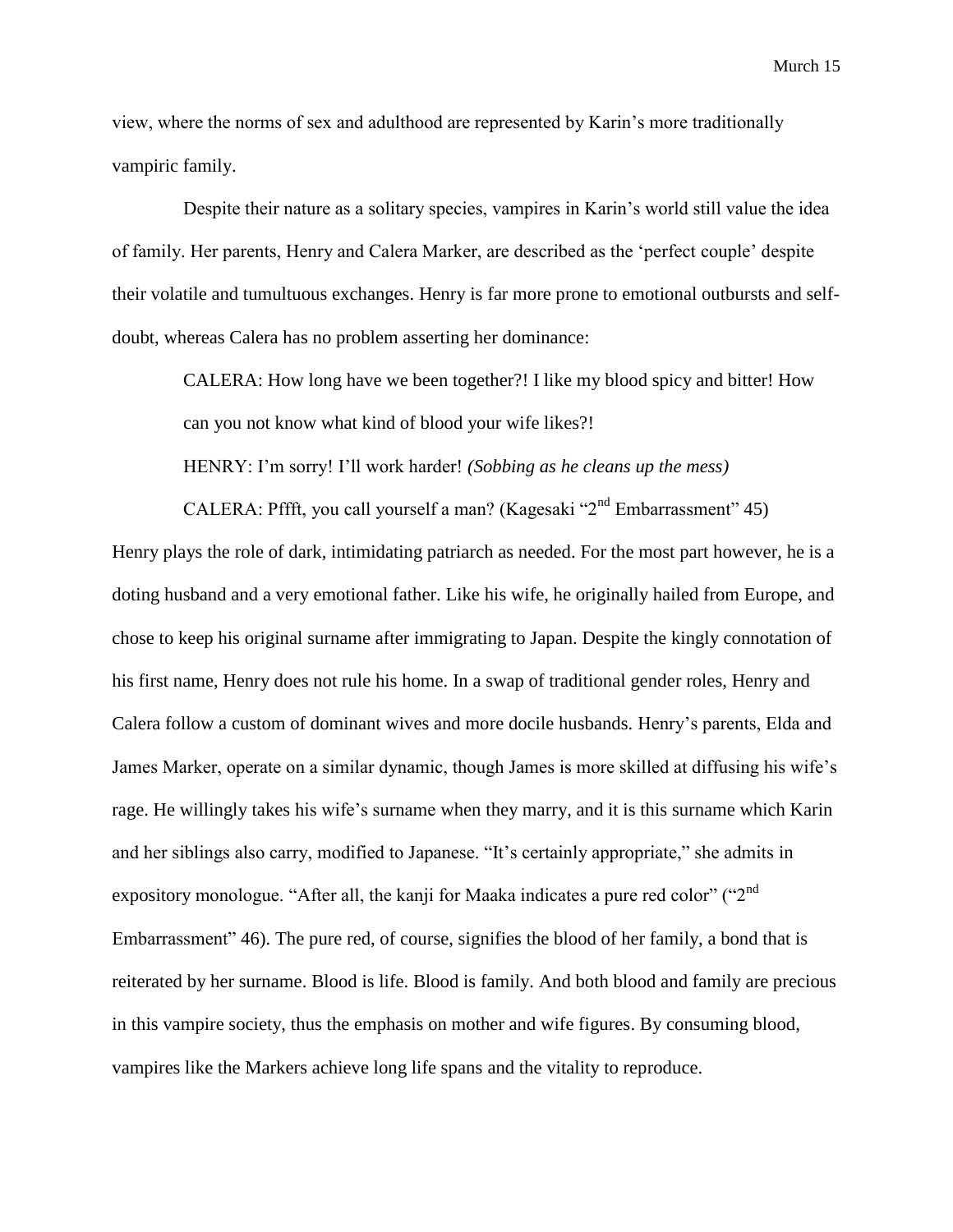view, where the norms of sex and adulthood are represented by Karin's more traditionally vampiric family.

Despite their nature as a solitary species, vampires in Karin's world still value the idea of family. Her parents, Henry and Calera Marker, are described as the 'perfect couple' despite their volatile and tumultuous exchanges. Henry is far more prone to emotional outbursts and self-doubt, whereas Calera has no problem asserting her dominance:

> CALERA: How long have we been together?! I like my blood spicy and bitter! How can you not know what kind of blood your wife likes?!
>
> HENRY: I'm sorry! I'll work harder! *(Sobbing as he cleans up the mess)*
>
> CALERA: Pffft, you call yourself a man? (Kagesaki "2nd Embarrassment" 45)

Henry plays the role of dark, intimidating patriarch as needed. For the most part however, he is a doting husband and a very emotional father. Like his wife, he originally hailed from Europe, and chose to keep his original surname after immigrating to Japan. Despite the kingly connotation of his first name, Henry does not rule his home. In a swap of traditional gender roles, Henry and Calera follow a custom of dominant wives and more docile husbands. Henry's parents, Elda and James Marker, operate on a similar dynamic, though James is more skilled at diffusing his wife's rage. He willingly takes his wife's surname when they marry, and it is this surname which Karin and her siblings also carry, modified to Japanese. "It's certainly appropriate," she admits in expository monologue. "After all, the kanji for Maaka indicates a pure red color" ("2nd Embarrassment" 46). The pure red, of course, signifies the blood of her family, a bond that is reiterated by her surname. Blood is life. Blood is family. And both blood and family are precious in this vampire society, thus the emphasis on mother and wife figures. By consuming blood, vampires like the Markers achieve long life spans and the vitality to reproduce.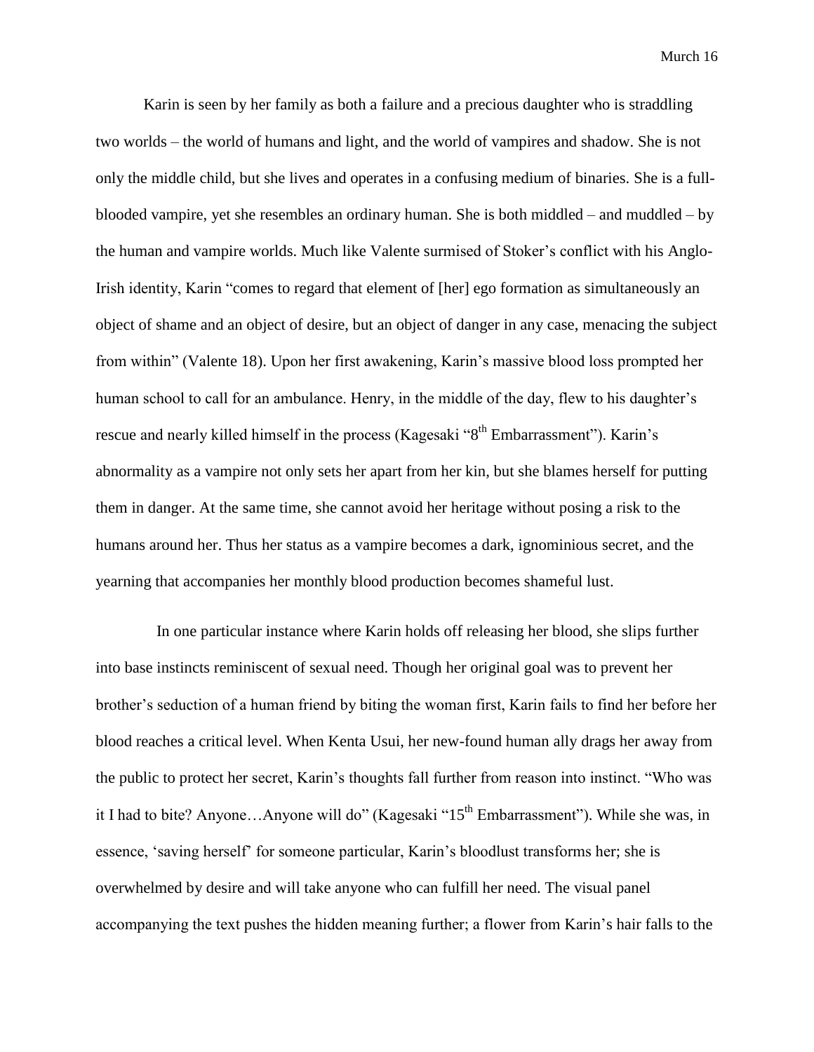Karin is seen by her family as both a failure and a precious daughter who is straddling two worlds – the world of humans and light, and the world of vampires and shadow. She is not only the middle child, but she lives and operates in a confusing medium of binaries. She is a full-blooded vampire, yet she resembles an ordinary human. She is both middled – and muddled – by the human and vampire worlds. Much like Valente surmised of Stoker's conflict with his Anglo-Irish identity, Karin "comes to regard that element of [her] ego formation as simultaneously an object of shame and an object of desire, but an object of danger in any case, menacing the subject from within" (Valente 18). Upon her first awakening, Karin's massive blood loss prompted her human school to call for an ambulance. Henry, in the middle of the day, flew to his daughter's rescue and nearly killed himself in the process (Kagesaki "8th Embarrassment"). Karin's abnormality as a vampire not only sets her apart from her kin, but she blames herself for putting them in danger. At the same time, she cannot avoid her heritage without posing a risk to the humans around her. Thus her status as a vampire becomes a dark, ignominious secret, and the yearning that accompanies her monthly blood production becomes shameful lust.

In one particular instance where Karin holds off releasing her blood, she slips further into base instincts reminiscent of sexual need. Though her original goal was to prevent her brother's seduction of a human friend by biting the woman first, Karin fails to find her before her blood reaches a critical level. When Kenta Usui, her new-found human ally drags her away from the public to protect her secret, Karin's thoughts fall further from reason into instinct. "Who was it I had to bite? Anyone…Anyone will do" (Kagesaki "15th Embarrassment"). While she was, in essence, 'saving herself' for someone particular, Karin's bloodlust transforms her; she is overwhelmed by desire and will take anyone who can fulfill her need. The visual panel accompanying the text pushes the hidden meaning further; a flower from Karin's hair falls to the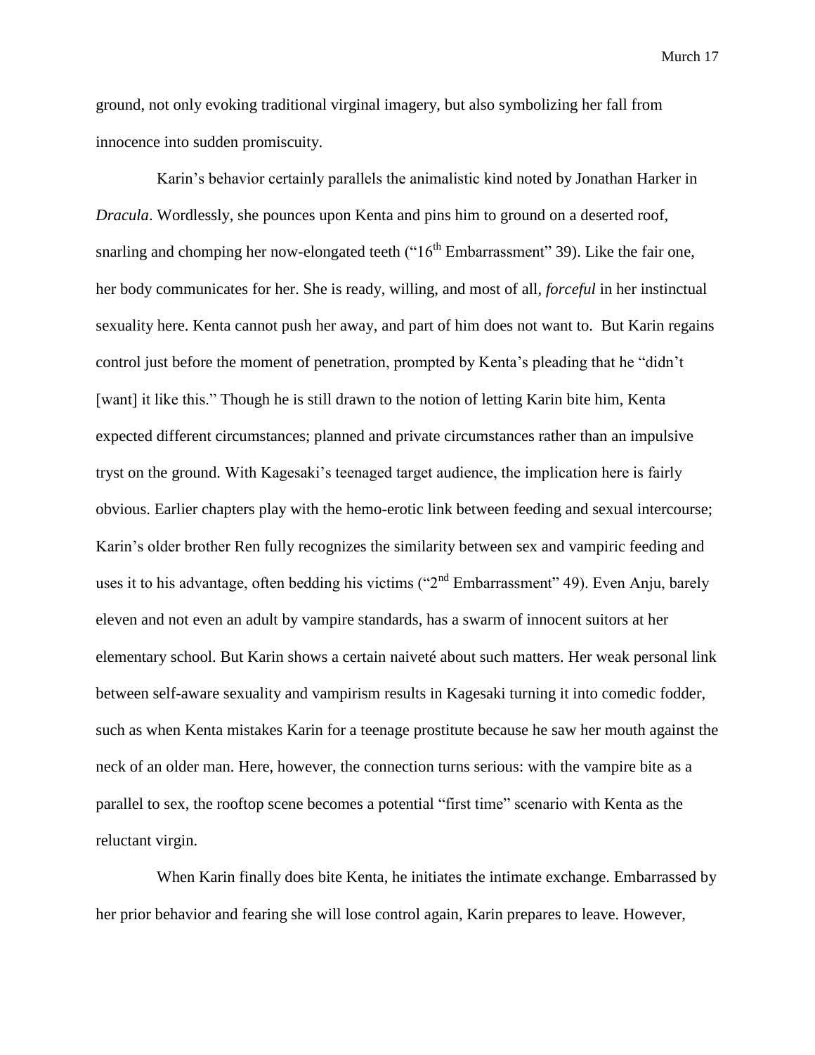ground, not only evoking traditional virginal imagery, but also symbolizing her fall from innocence into sudden promiscuity.

Karin's behavior certainly parallels the animalistic kind noted by Jonathan Harker in *Dracula*. Wordlessly, she pounces upon Kenta and pins him to ground on a deserted roof, snarling and chomping her now-elongated teeth ("16th Embarrassment" 39). Like the fair one, her body communicates for her. She is ready, willing, and most of all, *forceful* in her instinctual sexuality here. Kenta cannot push her away, and part of him does not want to. But Karin regains control just before the moment of penetration, prompted by Kenta's pleading that he "didn't [want] it like this." Though he is still drawn to the notion of letting Karin bite him, Kenta expected different circumstances; planned and private circumstances rather than an impulsive tryst on the ground. With Kagesaki's teenaged target audience, the implication here is fairly obvious. Earlier chapters play with the hemo-erotic link between feeding and sexual intercourse; Karin's older brother Ren fully recognizes the similarity between sex and vampiric feeding and uses it to his advantage, often bedding his victims ("2nd Embarrassment" 49). Even Anju, barely eleven and not even an adult by vampire standards, has a swarm of innocent suitors at her elementary school. But Karin shows a certain naiveté about such matters. Her weak personal link between self-aware sexuality and vampirism results in Kagesaki turning it into comedic fodder, such as when Kenta mistakes Karin for a teenage prostitute because he saw her mouth against the neck of an older man. Here, however, the connection turns serious: with the vampire bite as a parallel to sex, the rooftop scene becomes a potential "first time" scenario with Kenta as the reluctant virgin.

When Karin finally does bite Kenta, he initiates the intimate exchange. Embarrassed by her prior behavior and fearing she will lose control again, Karin prepares to leave. However,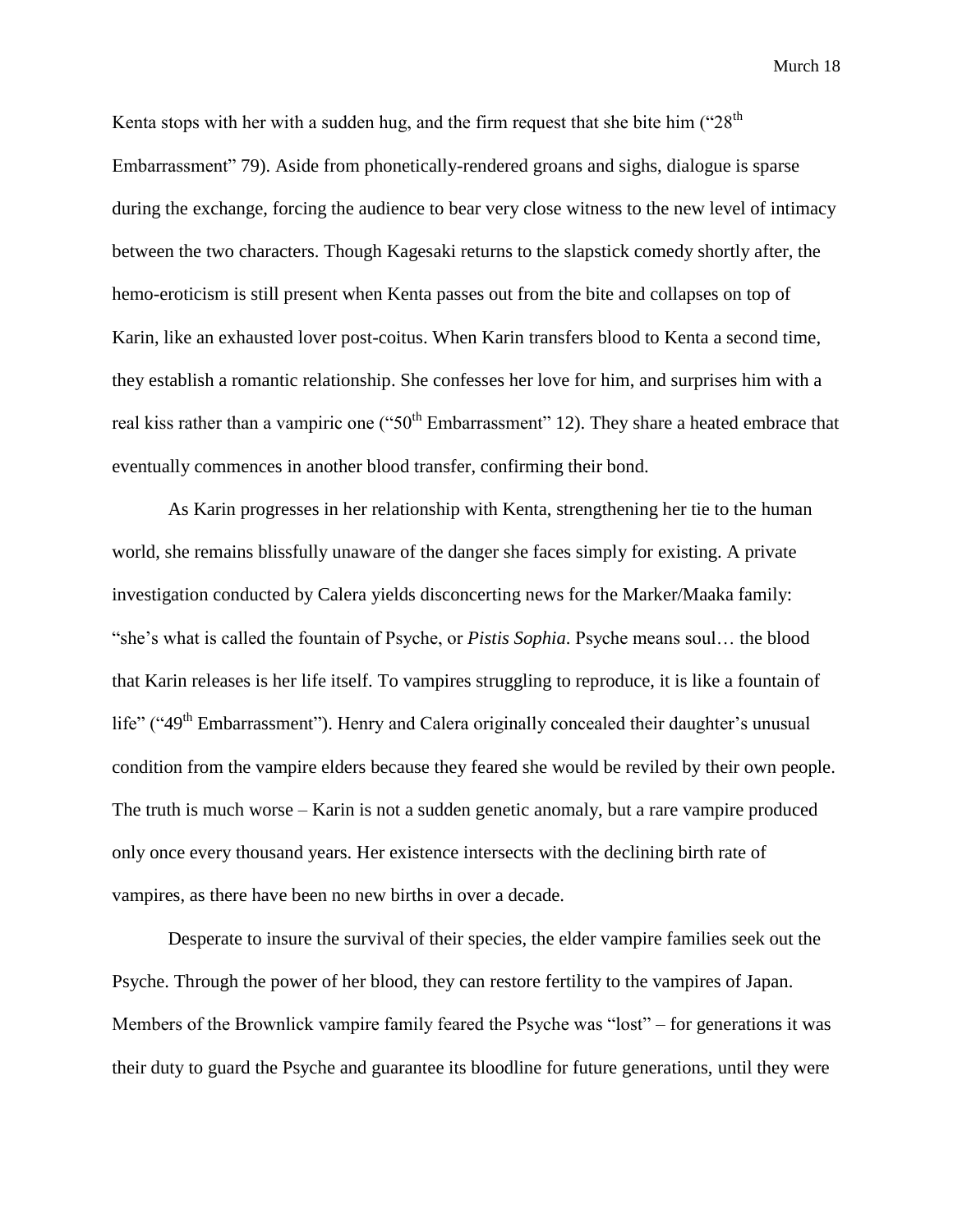Kenta stops with her with a sudden hug, and the firm request that she bite him ("28th Embarrassment" 79). Aside from phonetically-rendered groans and sighs, dialogue is sparse during the exchange, forcing the audience to bear very close witness to the new level of intimacy between the two characters. Though Kagesaki returns to the slapstick comedy shortly after, the hemo-eroticism is still present when Kenta passes out from the bite and collapses on top of Karin, like an exhausted lover post-coitus. When Karin transfers blood to Kenta a second time, they establish a romantic relationship. She confesses her love for him, and surprises him with a real kiss rather than a vampiric one ("50th Embarrassment" 12). They share a heated embrace that eventually commences in another blood transfer, confirming their bond.

As Karin progresses in her relationship with Kenta, strengthening her tie to the human world, she remains blissfully unaware of the danger she faces simply for existing. A private investigation conducted by Calera yields disconcerting news for the Marker/Maaka family: "she's what is called the fountain of Psyche, or *Pistis Sophia*. Psyche means soul… the blood that Karin releases is her life itself. To vampires struggling to reproduce, it is like a fountain of life" ("49th Embarrassment"). Henry and Calera originally concealed their daughter's unusual condition from the vampire elders because they feared she would be reviled by their own people. The truth is much worse – Karin is not a sudden genetic anomaly, but a rare vampire produced only once every thousand years. Her existence intersects with the declining birth rate of vampires, as there have been no new births in over a decade.

Desperate to insure the survival of their species, the elder vampire families seek out the Psyche. Through the power of her blood, they can restore fertility to the vampires of Japan. Members of the Brownlick vampire family feared the Psyche was "lost" – for generations it was their duty to guard the Psyche and guarantee its bloodline for future generations, until they were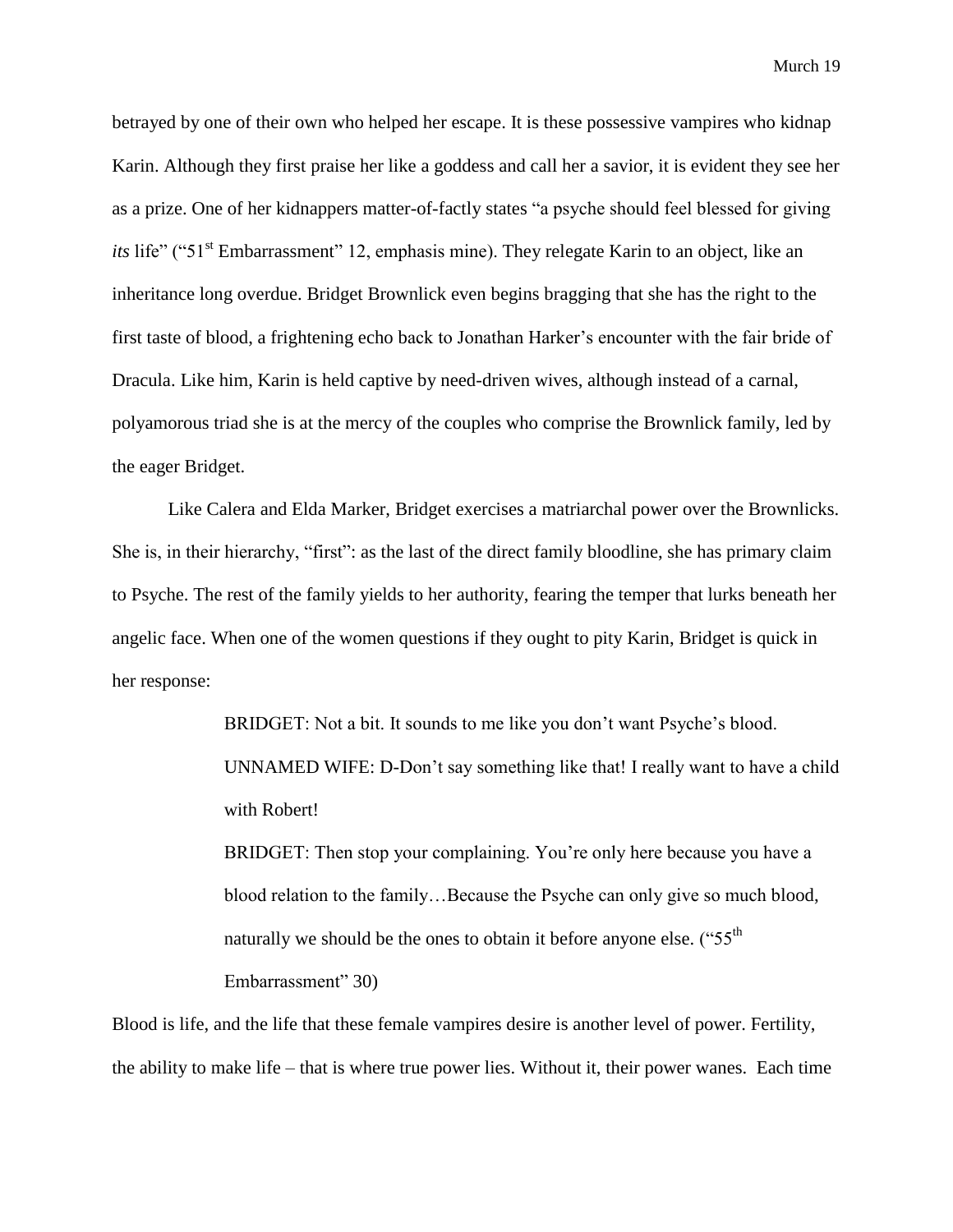betrayed by one of their own who helped her escape. It is these possessive vampires who kidnap Karin. Although they first praise her like a goddess and call her a savior, it is evident they see her as a prize. One of her kidnappers matter-of-factly states "a psyche should feel blessed for giving *its* life" ("51st Embarrassment" 12, emphasis mine). They relegate Karin to an object, like an inheritance long overdue. Bridget Brownlick even begins bragging that she has the right to the first taste of blood, a frightening echo back to Jonathan Harker's encounter with the fair bride of Dracula. Like him, Karin is held captive by need-driven wives, although instead of a carnal, polyamorous triad she is at the mercy of the couples who comprise the Brownlick family, led by the eager Bridget.

Like Calera and Elda Marker, Bridget exercises a matriarchal power over the Brownlicks. She is, in their hierarchy, "first": as the last of the direct family bloodline, she has primary claim to Psyche. The rest of the family yields to her authority, fearing the temper that lurks beneath her angelic face. When one of the women questions if they ought to pity Karin, Bridget is quick in her response:

> BRIDGET: Not a bit. It sounds to me like you don't want Psyche's blood.
>
> UNNAMED WIFE: D-Don't say something like that! I really want to have a child with Robert!
>
> BRIDGET: Then stop your complaining. You're only here because you have a blood relation to the family…Because the Psyche can only give so much blood, naturally we should be the ones to obtain it before anyone else. ("55th Embarrassment" 30)

Blood is life, and the life that these female vampires desire is another level of power. Fertility, the ability to make life – that is where true power lies. Without it, their power wanes. Each time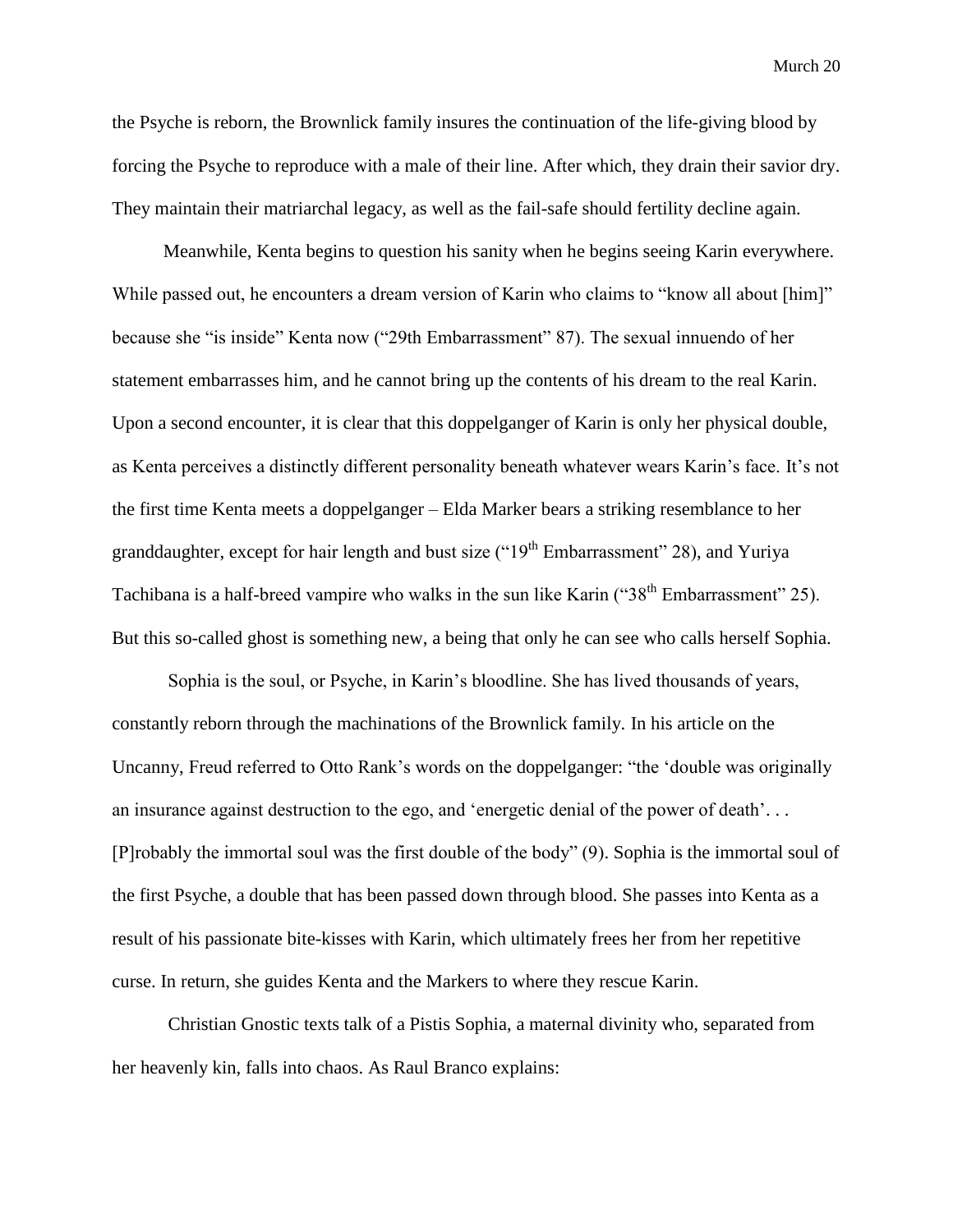the Psyche is reborn, the Brownlick family insures the continuation of the life-giving blood by forcing the Psyche to reproduce with a male of their line. After which, they drain their savior dry. They maintain their matriarchal legacy, as well as the fail-safe should fertility decline again.

Meanwhile, Kenta begins to question his sanity when he begins seeing Karin everywhere. While passed out, he encounters a dream version of Karin who claims to "know all about [him]" because she "is inside" Kenta now ("29th Embarrassment" 87). The sexual innuendo of her statement embarrasses him, and he cannot bring up the contents of his dream to the real Karin. Upon a second encounter, it is clear that this doppelganger of Karin is only her physical double, as Kenta perceives a distinctly different personality beneath whatever wears Karin's face. It's not the first time Kenta meets a doppelganger – Elda Marker bears a striking resemblance to her granddaughter, except for hair length and bust size ("19th Embarrassment" 28), and Yuriya Tachibana is a half-breed vampire who walks in the sun like Karin ("38th Embarrassment" 25). But this so-called ghost is something new, a being that only he can see who calls herself Sophia.

Sophia is the soul, or Psyche, in Karin's bloodline. She has lived thousands of years, constantly reborn through the machinations of the Brownlick family. In his article on the Uncanny, Freud referred to Otto Rank's words on the doppelganger: "the 'double was originally an insurance against destruction to the ego, and 'energetic denial of the power of death'. . . [P]robably the immortal soul was the first double of the body" (9). Sophia is the immortal soul of the first Psyche, a double that has been passed down through blood. She passes into Kenta as a result of his passionate bite-kisses with Karin, which ultimately frees her from her repetitive curse. In return, she guides Kenta and the Markers to where they rescue Karin.

Christian Gnostic texts talk of a Pistis Sophia, a maternal divinity who, separated from her heavenly kin, falls into chaos. As Raul Branco explains: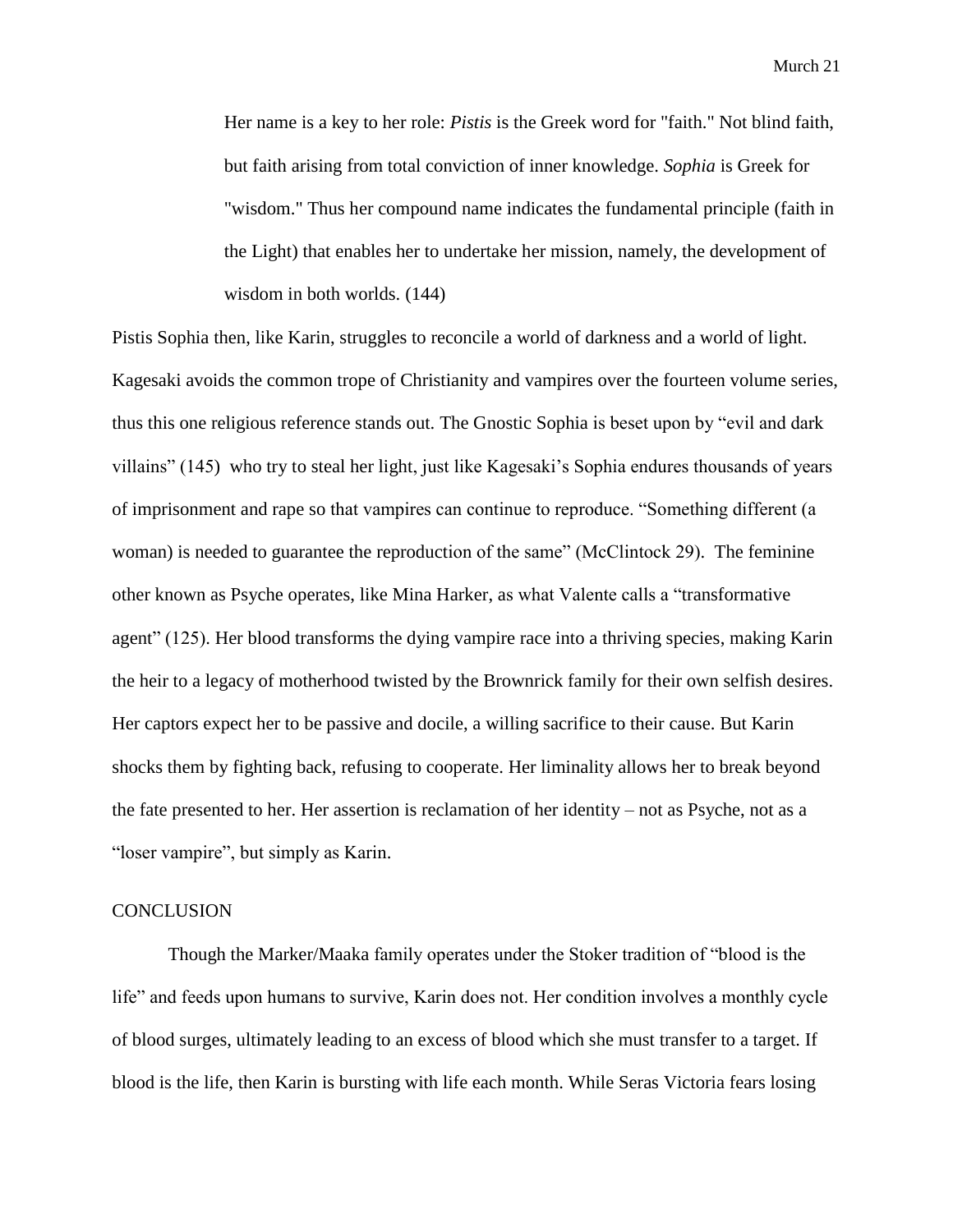> Her name is a key to her role: *Pistis* is the Greek word for "faith." Not blind faith, but faith arising from total conviction of inner knowledge. *Sophia* is Greek for "wisdom." Thus her compound name indicates the fundamental principle (faith in the Light) that enables her to undertake her mission, namely, the development of wisdom in both worlds. (144)

Pistis Sophia then, like Karin, struggles to reconcile a world of darkness and a world of light. Kagesaki avoids the common trope of Christianity and vampires over the fourteen volume series, thus this one religious reference stands out. The Gnostic Sophia is beset upon by "evil and dark villains" (145) who try to steal her light, just like Kagesaki's Sophia endures thousands of years of imprisonment and rape so that vampires can continue to reproduce. "Something different (a woman) is needed to guarantee the reproduction of the same" (McClintock 29). The feminine other known as Psyche operates, like Mina Harker, as what Valente calls a "transformative agent" (125). Her blood transforms the dying vampire race into a thriving species, making Karin the heir to a legacy of motherhood twisted by the Brownrick family for their own selfish desires. Her captors expect her to be passive and docile, a willing sacrifice to their cause. But Karin shocks them by fighting back, refusing to cooperate. Her liminality allows her to break beyond the fate presented to her. Her assertion is reclamation of her identity – not as Psyche, not as a "loser vampire", but simply as Karin.

## CONCLUSION

Though the Marker/Maaka family operates under the Stoker tradition of "blood is the life" and feeds upon humans to survive, Karin does not. Her condition involves a monthly cycle of blood surges, ultimately leading to an excess of blood which she must transfer to a target. If blood is the life, then Karin is bursting with life each month. While Seras Victoria fears losing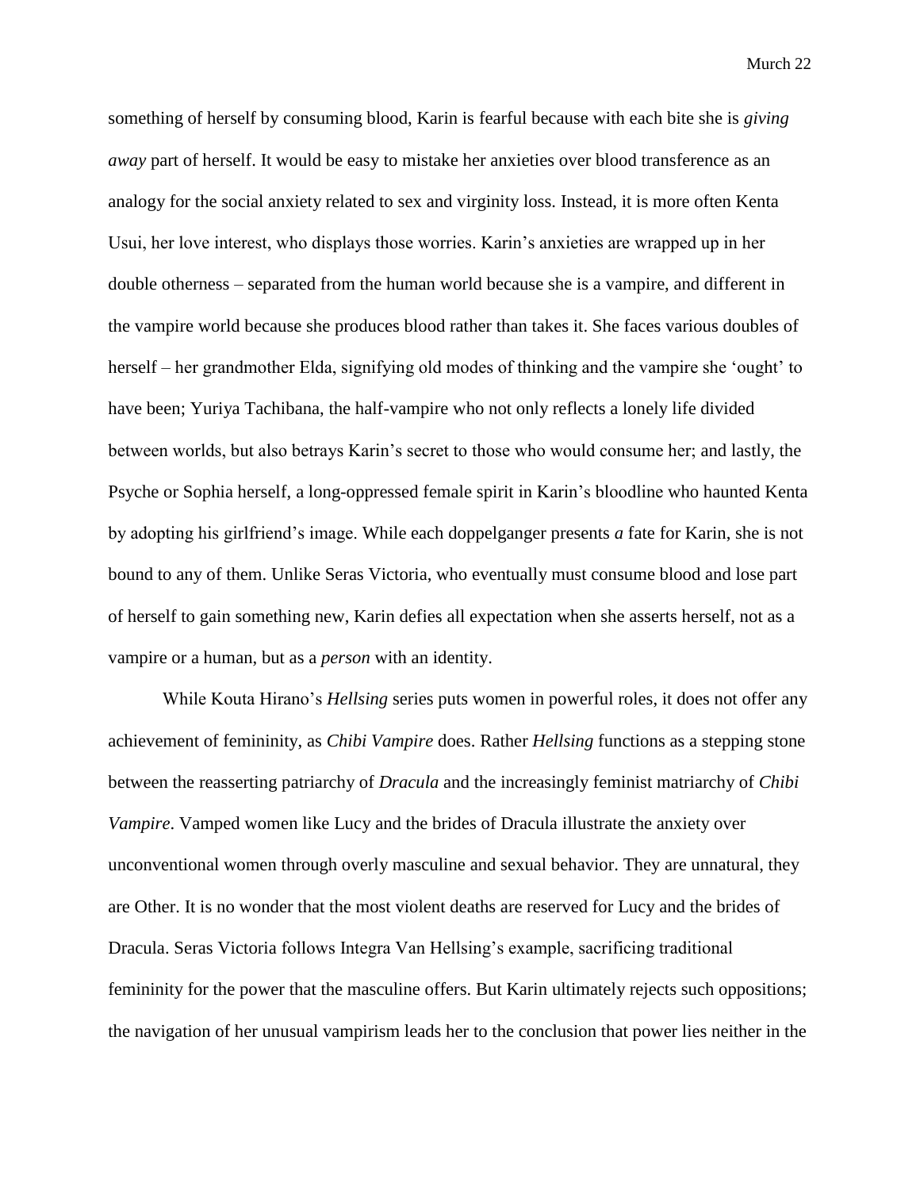something of herself by consuming blood, Karin is fearful because with each bite she is *giving away* part of herself. It would be easy to mistake her anxieties over blood transference as an analogy for the social anxiety related to sex and virginity loss. Instead, it is more often Kenta Usui, her love interest, who displays those worries. Karin's anxieties are wrapped up in her double otherness – separated from the human world because she is a vampire, and different in the vampire world because she produces blood rather than takes it. She faces various doubles of herself – her grandmother Elda, signifying old modes of thinking and the vampire she 'ought' to have been; Yuriya Tachibana, the half-vampire who not only reflects a lonely life divided between worlds, but also betrays Karin's secret to those who would consume her; and lastly, the Psyche or Sophia herself, a long-oppressed female spirit in Karin's bloodline who haunted Kenta by adopting his girlfriend's image. While each doppelganger presents *a* fate for Karin, she is not bound to any of them. Unlike Seras Victoria, who eventually must consume blood and lose part of herself to gain something new, Karin defies all expectation when she asserts herself, not as a vampire or a human, but as a *person* with an identity.

While Kouta Hirano's *Hellsing* series puts women in powerful roles, it does not offer any achievement of femininity, as *Chibi Vampire* does. Rather *Hellsing* functions as a stepping stone between the reasserting patriarchy of *Dracula* and the increasingly feminist matriarchy of *Chibi Vampire*. Vamped women like Lucy and the brides of Dracula illustrate the anxiety over unconventional women through overly masculine and sexual behavior. They are unnatural, they are Other. It is no wonder that the most violent deaths are reserved for Lucy and the brides of Dracula. Seras Victoria follows Integra Van Hellsing's example, sacrificing traditional femininity for the power that the masculine offers. But Karin ultimately rejects such oppositions; the navigation of her unusual vampirism leads her to the conclusion that power lies neither in the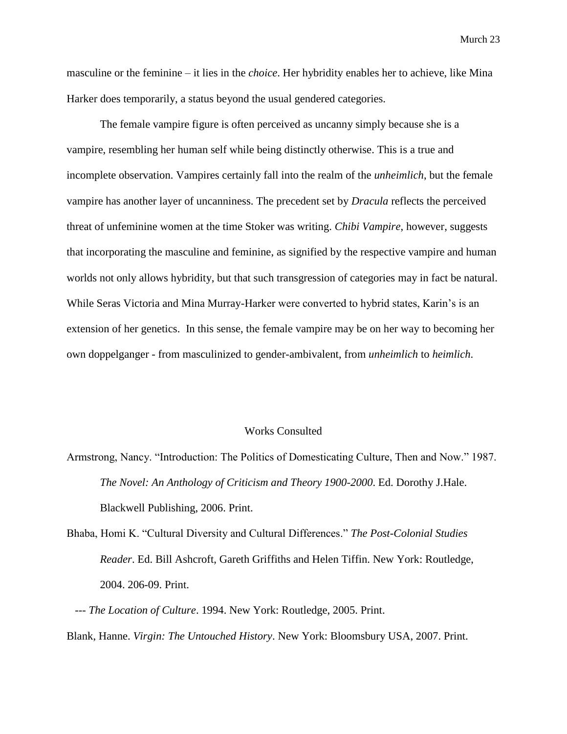masculine or the feminine – it lies in the *choice*. Her hybridity enables her to achieve, like Mina Harker does temporarily, a status beyond the usual gendered categories.

The female vampire figure is often perceived as uncanny simply because she is a vampire, resembling her human self while being distinctly otherwise. This is a true and incomplete observation. Vampires certainly fall into the realm of the *unheimlich*, but the female vampire has another layer of uncanniness. The precedent set by *Dracula* reflects the perceived threat of unfeminine women at the time Stoker was writing. *Chibi Vampire*, however, suggests that incorporating the masculine and feminine, as signified by the respective vampire and human worlds not only allows hybridity, but that such transgression of categories may in fact be natural. While Seras Victoria and Mina Murray-Harker were converted to hybrid states, Karin's is an extension of her genetics. In this sense, the female vampire may be on her way to becoming her own doppelganger - from masculinized to gender-ambivalent, from *unheimlich* to *heimlich*.

## Works Consulted

Armstrong, Nancy. "Introduction: The Politics of Domesticating Culture, Then and Now." 1987. *The Novel: An Anthology of Criticism and Theory 1900-2000*. Ed. Dorothy J.Hale. Blackwell Publishing, 2006. Print.

Bhaba, Homi K. "Cultural Diversity and Cultural Differences." *The Post-Colonial Studies Reader*. Ed. Bill Ashcroft, Gareth Griffiths and Helen Tiffin. New York: Routledge, 2004. 206-09. Print.

--- *The Location of Culture*. 1994. New York: Routledge, 2005. Print.

Blank, Hanne. *Virgin: The Untouched History*. New York: Bloomsbury USA, 2007. Print.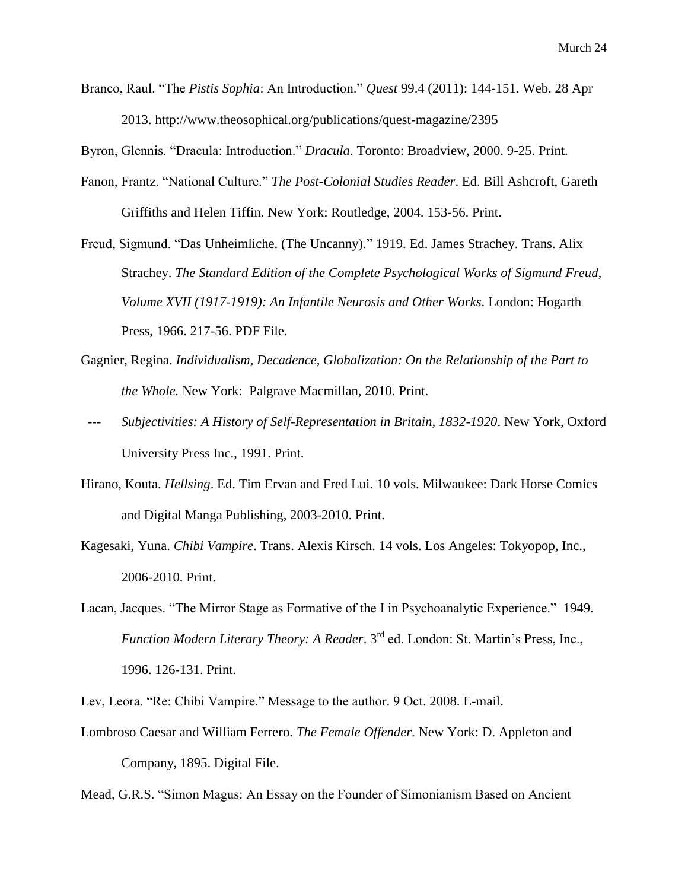Branco, Raul. "The *Pistis Sophia*: An Introduction." *Quest* 99.4 (2011): 144-151. Web. 28 Apr 2013. http://www.theosophical.org/publications/quest-magazine/2395

Byron, Glennis. "Dracula: Introduction." *Dracula*. Toronto: Broadview, 2000. 9-25. Print.

Fanon, Frantz. "National Culture." *The Post-Colonial Studies Reader*. Ed. Bill Ashcroft, Gareth Griffiths and Helen Tiffin. New York: Routledge, 2004. 153-56. Print.

Freud, Sigmund. "Das Unheimliche. (The Uncanny)." 1919. Ed. James Strachey. Trans. Alix Strachey. *The Standard Edition of the Complete Psychological Works of Sigmund Freud, Volume XVII (1917-1919): An Infantile Neurosis and Other Works*. London: Hogarth Press, 1966. 217-56. PDF File.

Gagnier, Regina. *Individualism, Decadence, Globalization: On the Relationship of the Part to the Whole.* New York: Palgrave Macmillan, 2010. Print.

--- *Subjectivities: A History of Self-Representation in Britain, 1832-1920*. New York, Oxford University Press Inc., 1991. Print.

Hirano, Kouta. *Hellsing*. Ed. Tim Ervan and Fred Lui. 10 vols. Milwaukee: Dark Horse Comics and Digital Manga Publishing, 2003-2010. Print.

Kagesaki, Yuna. *Chibi Vampire*. Trans. Alexis Kirsch. 14 vols. Los Angeles: Tokyopop, Inc., 2006-2010. Print.

Lacan, Jacques. "The Mirror Stage as Formative of the I in Psychoanalytic Experience." 1949. *Function Modern Literary Theory: A Reader*. 3rd ed. London: St. Martin's Press, Inc., 1996. 126-131. Print.

Lev, Leora. "Re: Chibi Vampire." Message to the author. 9 Oct. 2008. E-mail.

Lombroso Caesar and William Ferrero. *The Female Offender*. New York: D. Appleton and Company, 1895. Digital File.

Mead, G.R.S. "Simon Magus: An Essay on the Founder of Simonianism Based on Ancient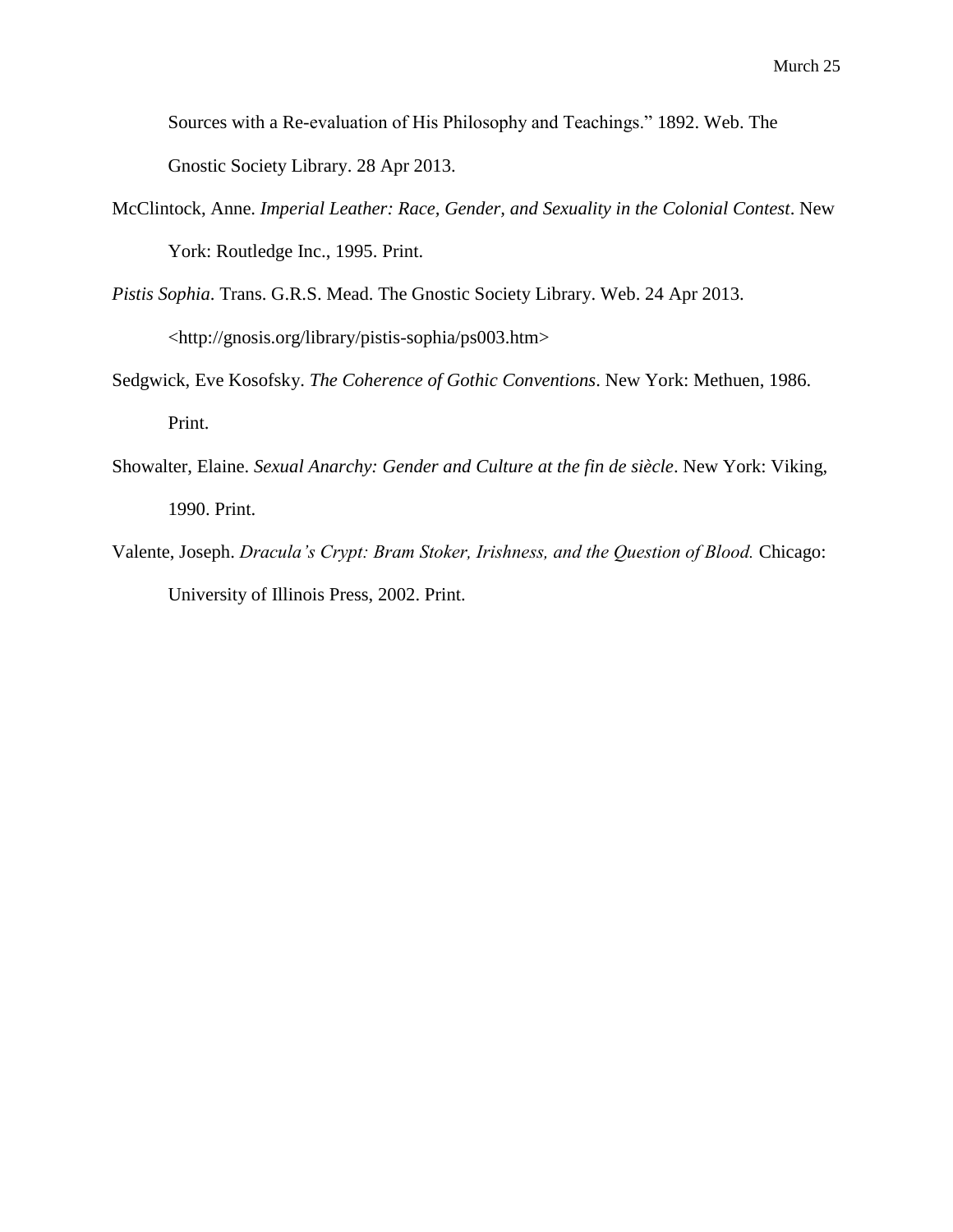Sources with a Re-evaluation of His Philosophy and Teachings." 1892. Web. The Gnostic Society Library. 28 Apr 2013.

McClintock, Anne. *Imperial Leather: Race, Gender, and Sexuality in the Colonial Contest*. New York: Routledge Inc., 1995. Print.

*Pistis Sophia*. Trans. G.R.S. Mead. The Gnostic Society Library. Web. 24 Apr 2013. <http://gnosis.org/library/pistis-sophia/ps003.htm>

Sedgwick, Eve Kosofsky. *The Coherence of Gothic Conventions*. New York: Methuen, 1986. Print.

Showalter, Elaine. *Sexual Anarchy: Gender and Culture at the fin de siècle*. New York: Viking, 1990. Print.

Valente, Joseph. *Dracula's Crypt: Bram Stoker, Irishness, and the Question of Blood.* Chicago: University of Illinois Press, 2002. Print.